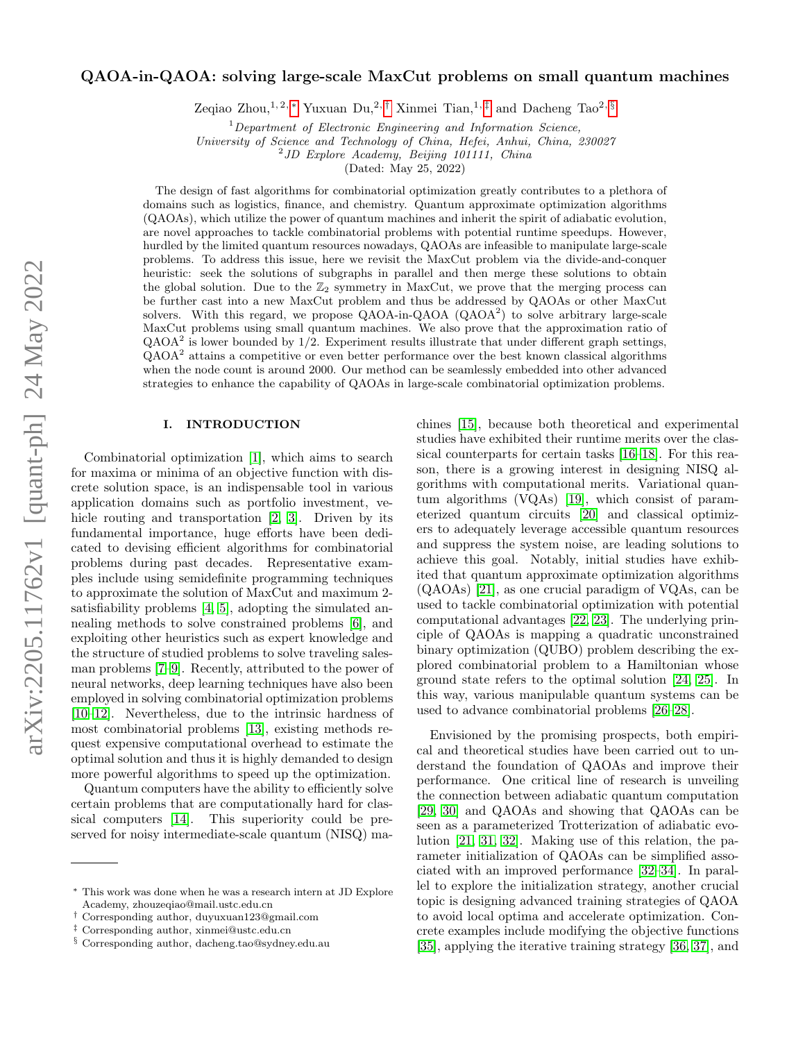# QAOA-in-QAOA: solving large-scale MaxCut problems on small quantum machines

Zeqiao Zhou,[1,2,*] Yuxuan Du,[2,†] Xinmei Tian,[1,‡] and Dacheng Tao[2,§]

[1] *Department of Electronic Engineering and Information Science, University of Science and Technology of China, Hefei, Anhui, China, 230027*

[2] *JD Explore Academy, Beijing 101111, China*

(Dated: May 25, 2022)

The design of fast algorithms for combinatorial optimization greatly contributes to a plethora of domains such as logistics, finance, and chemistry. Quantum approximate optimization algorithms (QAOAs), which utilize the power of quantum machines and inherit the spirit of adiabatic evolution, are novel approaches to tackle combinatorial problems with potential runtime speedups. However, hurdled by the limited quantum resources nowadays, QAOAs are infeasible to manipulate large-scale problems. To address this issue, here we revisit the MaxCut problem via the divide-and-conquer heuristic: seek the solutions of subgraphs in parallel and then merge these solutions to obtain the global solution. Due to the $\mathbb{Z}_2$ symmetry in MaxCut, we prove that the merging process can be further cast into a new MaxCut problem and thus be addressed by QAOAs or other MaxCut solvers. With this regard, we propose QAOA-in-QAOA (QAOA$^2$) to solve arbitrary large-scale MaxCut problems using small quantum machines. We also prove that the approximation ratio of QAOA$^2$ is lower bounded by 1/2. Experiment results illustrate that under different graph settings, QAOA$^2$ attains a competitive or even better performance over the best known classical algorithms when the node count is around 2000. Our method can be seamlessly embedded into other advanced strategies to enhance the capability of QAOAs in large-scale combinatorial optimization problems.

## I. INTRODUCTION

Combinatorial optimization [1], which aims to search for maxima or minima of an objective function with discrete solution space, is an indispensable tool in various application domains such as portfolio investment, vehicle routing and transportation [2, 3]. Driven by its fundamental importance, huge efforts have been dedicated to devising efficient algorithms for combinatorial problems during past decades. Representative examples include using semidefinite programming techniques to approximate the solution of MaxCut and maximum 2-satisfiability problems [4, 5], adopting the simulated annealing methods to solve constrained problems [6], and exploiting other heuristics such as expert knowledge and the structure of studied problems to solve traveling salesman problems [7–9]. Recently, attributed to the power of neural networks, deep learning techniques have also been employed in solving combinatorial optimization problems [10–12]. Nevertheless, due to the intrinsic hardness of most combinatorial problems [13], existing methods request expensive computational overhead to estimate the optimal solution and thus it is highly demanded to design more powerful algorithms to speed up the optimization.

Quantum computers have the ability to efficiently solve certain problems that are computationally hard for classical computers [14]. This superiority could be preserved for noisy intermediate-scale quantum (NISQ) machines [15], because both theoretical and experimental studies have exhibited their runtime merits over the classical counterparts for certain tasks [16–18]. For this reason, there is a growing interest in designing NISQ algorithms with computational merits. Variational quantum algorithms (VQAs) [19], which consist of parameterized quantum circuits [20] and classical optimizers to adequately leverage accessible quantum resources and suppress the system noise, are leading solutions to achieve this goal. Notably, initial studies have exhibited that quantum approximate optimization algorithms (QAOAs) [21], as one crucial paradigm of VQAs, can be used to tackle combinatorial optimization with potential computational advantages [22, 23]. The underlying principle of QAOAs is mapping a quadratic unconstrained binary optimization (QUBO) problem describing the explored combinatorial problem to a Hamiltonian whose ground state refers to the optimal solution [24, 25]. In this way, various manipulable quantum systems can be used to advance combinatorial problems [26–28].

Envisioned by the promising prospects, both empirical and theoretical studies have been carried out to understand the foundation of QAOAs and improve their performance. One critical line of research is unveiling the connection between adiabatic quantum computation [29, 30] and QAOAs and showing that QAOAs can be seen as a parameterized Trotterization of adiabatic evolution [21, 31, 32]. Making use of this relation, the parameter initialization of QAOAs can be simplified associated with an improved performance [32–34]. In parallel to explore the initialization strategy, another crucial topic is designing advanced training strategies of QAOA to avoid local optima and accelerate optimization. Concrete examples include modifying the objective functions [35], applying the iterative training strategy [36, 37], and

---

* This work was done when he was a research intern at JD Explore Academy, zhouzeqiao@mail.ustc.edu.cn

† Corresponding author, duyuxuan123@gmail.com

‡ Corresponding author, xinmei@ustc.edu.cn

§ Corresponding author, dacheng.tao@sydney.edu.au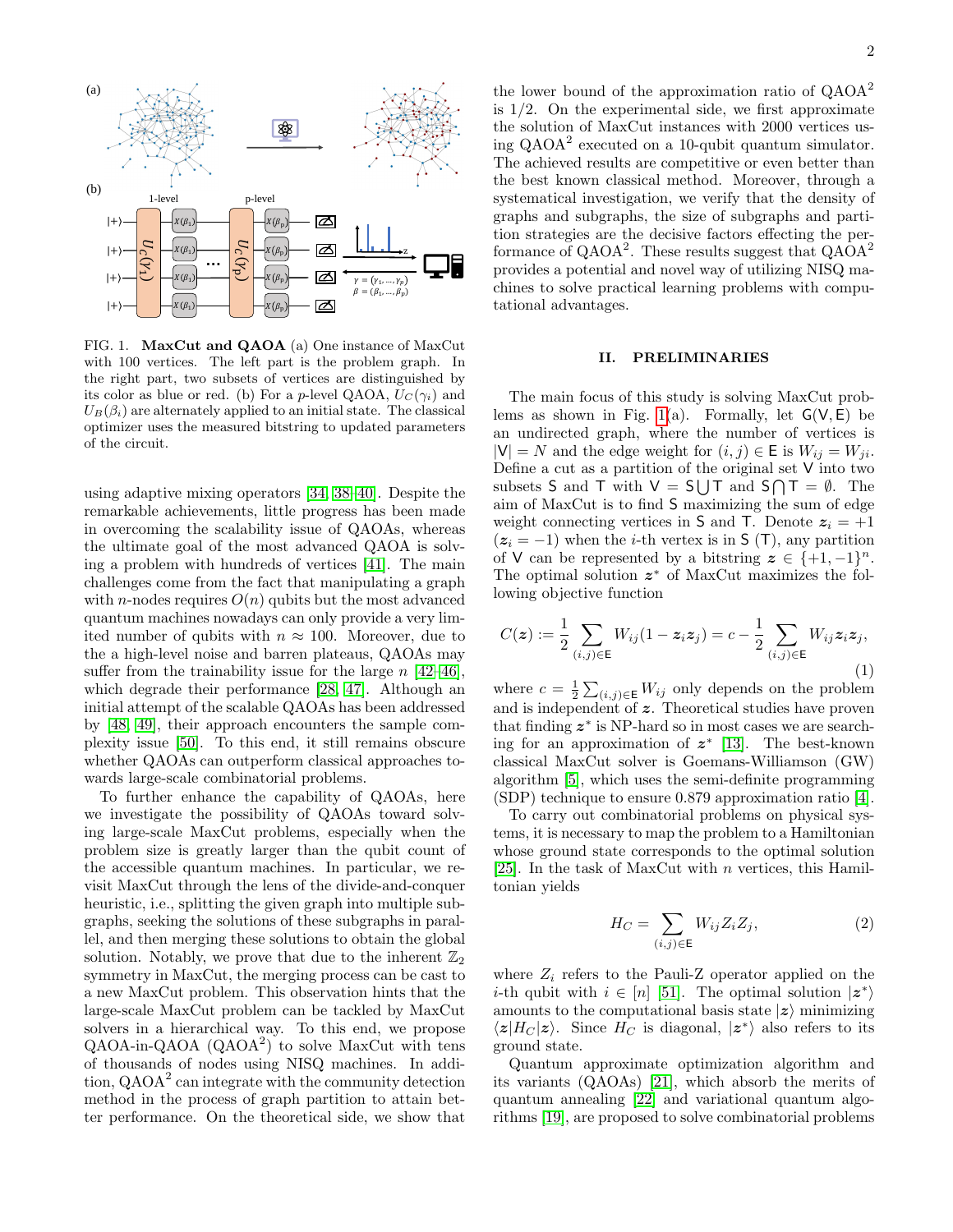FIG. 1. **MaxCut and QAOA** (a) One instance of MaxCut with 100 vertices. The left part is the problem graph. In the right part, two subsets of vertices are distinguished by its color as blue or red. (b) For a $p$-level QAOA, $U_C(\gamma_i)$ and $U_B(\beta_i)$ are alternately applied to an initial state. The classical optimizer uses the measured bitstring to updated parameters of the circuit.

using adaptive mixing operators [34, 38–40]. Despite the remarkable achievements, little progress has been made in overcoming the scalability issue of QAOAs, whereas the ultimate goal of the most advanced QAOA is solving a problem with hundreds of vertices [41]. The main challenges come from the fact that manipulating a graph with $n$-nodes requires $O(n)$ qubits but the most advanced quantum machines nowadays can only provide a very limited number of qubits with $n \approx 100$. Moreover, due to the a high-level noise and barren plateaus, QAOAs may suffer from the trainability issue for the large $n$ [42–46], which degrade their performance [28, 47]. Although an initial attempt of the scalable QAOAs has been addressed by [48, 49], their approach encounters the sample complexity issue [50]. To this end, it still remains obscure whether QAOAs can outperform classical approaches towards large-scale combinatorial problems.

To further enhance the capability of QAOAs, here we investigate the possibility of QAOAs toward solving large-scale MaxCut problems, especially when the problem size is greatly larger than the qubit count of the accessible quantum machines. In particular, we revisit MaxCut through the lens of the divide-and-conquer heuristic, i.e., splitting the given graph into multiple subgraphs, seeking the solutions of these subgraphs in parallel, and then merging these solutions to obtain the global solution. Notably, we prove that due to the inherent $\mathbb{Z}_2$ symmetry in MaxCut, the merging process can be cast to a new MaxCut problem. This observation hints that the large-scale MaxCut problem can be tackled by MaxCut solvers in a hierarchical way. To this end, we propose QAOA-in-QAOA ($\text{QAOA}^2$) to solve MaxCut with tens of thousands of nodes using NISQ machines. In addition, $\text{QAOA}^2$ can integrate with the community detection method in the process of graph partition to attain better performance. On the theoretical side, we show that the lower bound of the approximation ratio of $\text{QAOA}^2$ is 1/2. On the experimental side, we first approximate the solution of MaxCut instances with 2000 vertices using $\text{QAOA}^2$ executed on a 10-qubit quantum simulator. The achieved results are competitive or even better than the best known classical method. Moreover, through a systematical investigation, we verify that the density of graphs and subgraphs, the size of subgraphs and partition strategies are the decisive factors effecting the performance of $\text{QAOA}^2$. These results suggest that $\text{QAOA}^2$ provides a potential and novel way of utilizing NISQ machines to solve practical learning problems with computational advantages.

## II. PRELIMINARIES

The main focus of this study is solving MaxCut problems as shown in Fig. 1(a). Formally, let $\mathsf{G}(\mathsf{V}, \mathsf{E})$ be an undirected graph, where the number of vertices is $|\mathsf{V}| = N$ and the edge weight for $(i, j) \in \mathsf{E}$ is $W_{ij} = W_{ji}$. Define a cut as a partition of the original set $\mathsf{V}$ into two subsets $\mathsf{S}$ and $\mathsf{T}$ with $\mathsf{V} = \mathsf{S} \bigcup \mathsf{T}$ and $\mathsf{S} \bigcap \mathsf{T} = \emptyset$. The aim of MaxCut is to find $\mathsf{S}$ maximizing the sum of edge weight connecting vertices in $\mathsf{S}$ and $\mathsf{T}$. Denote $\boldsymbol{z}_i = +1$ ($\boldsymbol{z}_i = -1$) when the $i$-th vertex is in $\mathsf{S}$ ($\mathsf{T}$), any partition of $\mathsf{V}$ can be represented by a bitstring $\boldsymbol{z} \in \{+1, -1\}^n$. The optimal solution $\boldsymbol{z}^*$ of MaxCut maximizes the following objective function

$$C(\boldsymbol{z}) := \frac{1}{2} \sum_{(i,j) \in \mathsf{E}} W_{ij}(1 - \boldsymbol{z}_i \boldsymbol{z}_j) = c - \frac{1}{2} \sum_{(i,j) \in \mathsf{E}} W_{ij} \boldsymbol{z}_i \boldsymbol{z}_j, \tag{1}$$

where $c = \frac{1}{2} \sum_{(i,j) \in \mathsf{E}} W_{ij}$ only depends on the problem and is independent of $\boldsymbol{z}$. Theoretical studies have proven that finding $\boldsymbol{z}^*$ is NP-hard so in most cases we are searching for an approximation of $\boldsymbol{z}^*$ [13]. The best-known classical MaxCut solver is Goemans-Williamson (GW) algorithm [5], which uses the semi-definite programming (SDP) technique to ensure 0.879 approximation ratio [4].

To carry out combinatorial problems on physical systems, it is necessary to map the problem to a Hamiltonian whose ground state corresponds to the optimal solution [25]. In the task of MaxCut with $n$ vertices, this Hamiltonian yields

$$H_C = \sum_{(i,j) \in \mathsf{E}} W_{ij} Z_i Z_j, \tag{2}$$

where $Z_i$ refers to the Pauli-Z operator applied on the $i$-th qubit with $i \in [n]$ [51]. The optimal solution $|\boldsymbol{z}^*\rangle$ amounts to the computational basis state $|\boldsymbol{z}\rangle$ minimizing $\langle \boldsymbol{z} | H_C | \boldsymbol{z} \rangle$. Since $H_C$ is diagonal, $|\boldsymbol{z}^*\rangle$ also refers to its ground state.

Quantum approximate optimization algorithm and its variants (QAOAs) [21], which absorb the merits of quantum annealing [22] and variational quantum algorithms [19], are proposed to solve combinatorial problems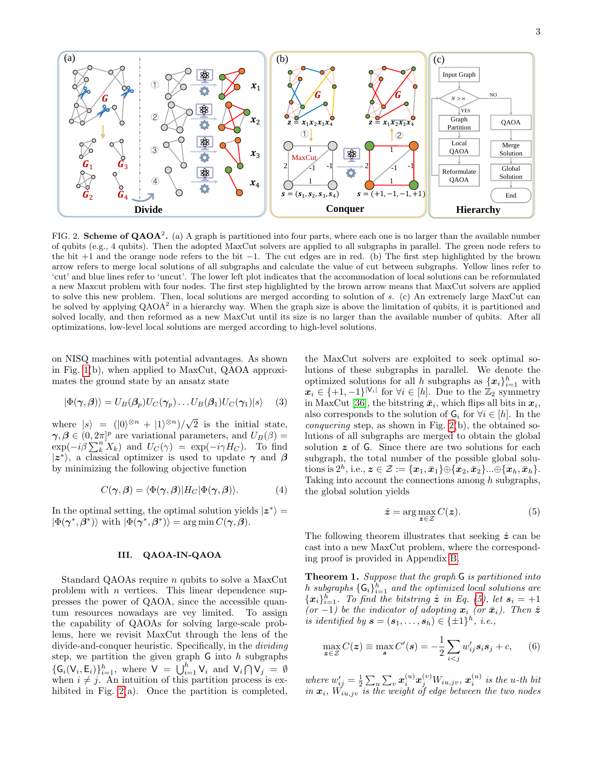FIG. 2. **Scheme of QAOA$^2$.** (a) A graph is partitioned into four parts, where each one is no larger than the available number of qubits (e.g., 4 qubits). Then the adopted MaxCut solvers are applied to all subgraphs in parallel. The green node refers to the bit $+1$ and the orange node refers to the bit $-1$. The cut edges are in red. (b) The first step highlighted by the brown arrow refers to merge local solutions of all subgraphs and calculate the value of cut between subgraphs. Yellow lines refer to 'cut' and blue lines refer to 'uncut'. The lower left plot indicates that the accommodation of local solutions can be reformulated a new Maxcut problem with four nodes. The first step highlighted by the brown arrow means that MaxCut solvers are applied to solve this new problem. Then, local solutions are merged according to solution of $s$. (c) An extremely large MaxCut can be solved by applying QAOA$^2$ in a hierarchy way. When the graph size is above the limitation of qubits, it is partitioned and solved locally, and then reformed as a new MaxCut until its size is no larger than the available number of qubits. After all optimizations, low-level local solutions are merged according to high-level solutions.

on NISQ machines with potential advantages. As shown in Fig. 1(b), when applied to MaxCut, QAOA approximates the ground state by an ansatz state

$$|\Phi(\boldsymbol{\gamma}, \boldsymbol{\beta})\rangle = U_B(\boldsymbol{\beta}_p)U_C(\boldsymbol{\gamma}_p)\ldots U_B(\boldsymbol{\beta}_1)U_C(\boldsymbol{\gamma}_1)|s\rangle \quad (3)$$

where $|s\rangle = (|0\rangle^{\otimes n} + |1\rangle^{\otimes n})/\sqrt{2}$ is the initial state, $\boldsymbol{\gamma}, \boldsymbol{\beta} \in (0, 2\pi]^p$ are variational parameters, and $U_B(\beta) = \exp(-i\beta\sum_k^n X_k)$ and $U_C(\gamma) = \exp(-i\gamma H_C)$. To find $|\boldsymbol{z}^*\rangle$, a classical optimizer is used to update $\boldsymbol{\gamma}$ and $\boldsymbol{\beta}$ by minimizing the following objective function

$$C(\boldsymbol{\gamma}, \boldsymbol{\beta}) = \langle\Phi(\boldsymbol{\gamma}, \boldsymbol{\beta})|H_C|\Phi(\boldsymbol{\gamma}, \boldsymbol{\beta})\rangle. \quad (4)$$

In the optimal setting, the optimal solution yields $|\boldsymbol{z}^*\rangle = |\Phi(\boldsymbol{\gamma}^*, \boldsymbol{\beta}^*)\rangle$ with $|\Phi(\boldsymbol{\gamma}^*, \boldsymbol{\beta}^*)\rangle = \arg\min C(\boldsymbol{\gamma}, \boldsymbol{\beta})$.

## III. QAOA-IN-QAOA

Standard QAOAs require $n$ qubits to solve a MaxCut problem with $n$ vertices. This linear dependence suppresses the power of QAOA, since the accessible quantum resources nowadays are vey limited. To assign the capability of QAOAs for solving large-scale problems, here we revisit MaxCut through the lens of the divide-and-conquer heuristic. Specifically, in the *dividing* step, we partition the given graph $\mathsf{G}$ into $h$ subgraphs $\{\mathsf{G}_i(\mathsf{V}_i, \mathsf{E}_i)\}_{i=1}^h$, where $\mathsf{V} = \bigcup_{i=1}^h \mathsf{V}_i$ and $\mathsf{V}_i \bigcap \mathsf{V}_j = \emptyset$ when $i \neq j$. An intuition of this partition process is exhibited in Fig. 2(a). Once the partition is completed, the MaxCut solvers are exploited to seek optimal solutions of these subgraphs in parallel. We denote the optimized solutions for all $h$ subgraphs as $\{\boldsymbol{x}_i\}_{i=1}^h$ with $\boldsymbol{x}_i \in \{+1, -1\}^{|\mathsf{V}_i|}$ for $\forall i \in [h]$. Due to the $\mathbb{Z}_2$ symmetry in MaxCut [36], the bitstring $\bar{\boldsymbol{x}}_i$, which flips all bits in $\boldsymbol{x}_i$, also corresponds to the solution of $\mathsf{G}_i$ for $\forall i \in [h]$. In the *conquering* step, as shown in Fig. 2(b), the obtained solutions of all subgraphs are merged to obtain the global solution $\boldsymbol{z}$ of $\mathsf{G}$. Since there are two solutions for each subgraph, the total number of the possible global solutions is $2^h$, i.e., $\boldsymbol{z} \in \mathcal{Z} := \{\boldsymbol{x}_1, \bar{\boldsymbol{x}}_1\} \oplus \{\boldsymbol{x}_2, \bar{\boldsymbol{x}}_2\} \ldots \oplus \{\boldsymbol{x}_h, \bar{\boldsymbol{x}}_h\}$. Taking into account the connections among $h$ subgraphs, the global solution yields

$$\hat{\boldsymbol{z}} = \arg\max_{\boldsymbol{z}\in\mathcal{Z}} C(\boldsymbol{z}). \quad (5)$$

The following theorem illustrates that seeking $\hat{\boldsymbol{z}}$ can be cast into a new MaxCut problem, where the corresponding proof is provided in Appendix B.

**Theorem 1.** *Suppose that the graph $\mathsf{G}$ is partitioned into $h$ subgraphs $\{\mathsf{G}_i\}_{i=1}^h$ and the optimized local solutions are $\{\boldsymbol{x}_i\}_{i=1}^h$. To find the bitstring $\hat{\boldsymbol{z}}$ in Eq. (5), let $\boldsymbol{s}_i = +1$ (or $-1$) be the indicator of adopting $\boldsymbol{x}_i$ (or $\bar{\boldsymbol{x}}_i$). Then $\hat{\boldsymbol{z}}$ is identified by $\boldsymbol{s} = (\boldsymbol{s}_1, \ldots, \boldsymbol{s}_h) \in \{\pm 1\}^h$, i.e.,*

$$\max_{\boldsymbol{z}\in\mathcal{Z}} C(\boldsymbol{z}) \equiv \max_{\boldsymbol{s}} C'(\boldsymbol{s}) = -\frac{1}{2}\sum_{i<j} w'_{ij}\boldsymbol{s}_i\boldsymbol{s}_j + c, \quad (6)$$

*where $w'_{ij} = \frac{1}{2}\sum_u\sum_v \boldsymbol{x}_i^{(u)}\boldsymbol{x}_j^{(v)}W_{iu,jv}$, $\boldsymbol{x}_i^{(u)}$ is the $u$-th bit in $\boldsymbol{x}_i$, $W_{iu,jv}$ is the weight of edge between the two nodes*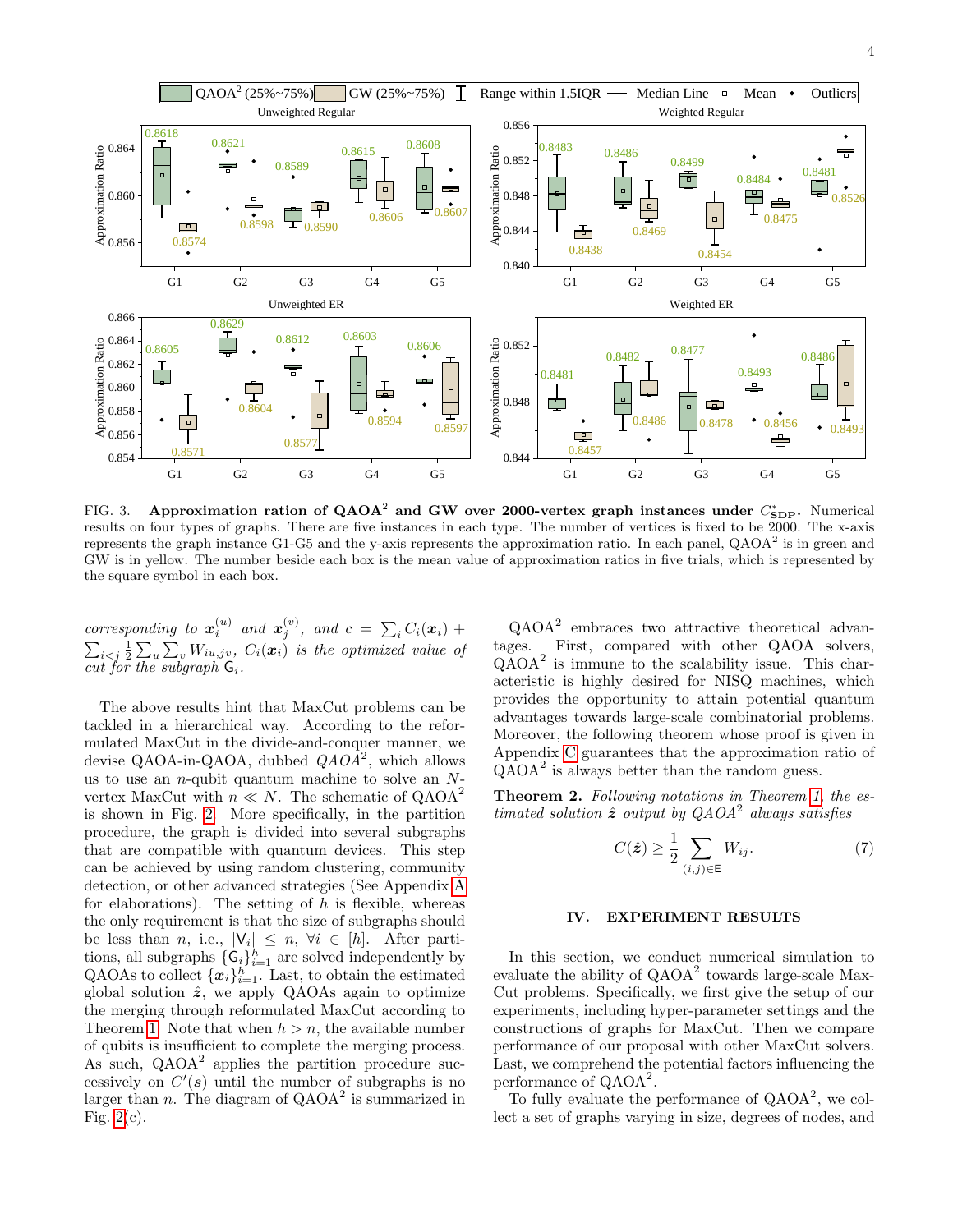FIG. 3. **Approximation ration of QAOA$^2$ and GW over 2000-vertex graph instances under $C^*_{\mathbf{SDP}}$.** Numerical results on four types of graphs. There are five instances in each type. The number of vertices is fixed to be 2000. The x-axis represents the graph instance G1-G5 and the y-axis represents the approximation ratio. In each panel, QAOA$^2$ is in green and GW is in yellow. The number beside each box is the mean value of approximation ratios in five trials, which is represented by the square symbol in each box.

*corresponding to* $\boldsymbol{x}_i^{(u)}$ *and* $\boldsymbol{x}_j^{(v)}$, *and* $c = \sum_i C_i(\boldsymbol{x}_i) + \sum_{i<j} \frac{1}{2} \sum_u \sum_v W_{iu,jv}$, $C_i(\boldsymbol{x}_i)$ *is the optimized value of cut for the subgraph* $\mathsf{G}_i$.

The above results hint that MaxCut problems can be tackled in a hierarchical way. According to the reformulated MaxCut in the divide-and-conquer manner, we devise QAOA-in-QAOA, dubbed *QAOA*$^2$, which allows us to use an $n$-qubit quantum machine to solve an $N$-vertex MaxCut with $n \ll N$. The schematic of QAOA$^2$ is shown in Fig. 2. More specifically, in the partition procedure, the graph is divided into several subgraphs that are compatible with quantum devices. This step can be achieved by using random clustering, community detection, or other advanced strategies (See Appendix A for elaborations). The setting of $h$ is flexible, whereas the only requirement is that the size of subgraphs should be less than $n$, i.e., $|\mathsf{V}_i| \le n$, $\forall i \in [h]$. After partitions, all subgraphs $\{\mathsf{G}_i\}_{i=1}^h$ are solved independently by QAOAs to collect $\{\boldsymbol{x}_i\}_{i=1}^h$. Last, to obtain the estimated global solution $\hat{\boldsymbol{z}}$, we apply QAOAs again to optimize the merging through reformulated MaxCut according to Theorem 1. Note that when $h > n$, the available number of qubits is insufficient to complete the merging process. As such, QAOA$^2$ applies the partition procedure successively on $C'(\boldsymbol{s})$ until the number of subgraphs is no larger than $n$. The diagram of QAOA$^2$ is summarized in Fig. 2(c).

QAOA$^2$ embraces two attractive theoretical advantages. First, compared with other QAOA solvers, QAOA$^2$ is immune to the scalability issue. This characteristic is highly desired for NISQ machines, which provides the opportunity to attain potential quantum advantages towards large-scale combinatorial problems. Moreover, the following theorem whose proof is given in Appendix C guarantees that the approximation ratio of QAOA$^2$ is always better than the random guess.

**Theorem 2.** *Following notations in Theorem 1, the estimated solution* $\hat{\boldsymbol{z}}$ *output by QAOA*$^2$ *always satisfies*

$$C(\hat{\boldsymbol{z}}) \ge \frac{1}{2} \sum_{(i,j)\in\mathsf{E}} W_{ij}. \tag{7}$$

## IV. EXPERIMENT RESULTS

In this section, we conduct numerical simulation to evaluate the ability of QAOA$^2$ towards large-scale MaxCut problems. Specifically, we first give the setup of our experiments, including hyper-parameter settings and the constructions of graphs for MaxCut. Then we compare performance of our proposal with other MaxCut solvers. Last, we comprehend the potential factors influencing the performance of QAOA$^2$.

To fully evaluate the performance of QAOA$^2$, we collect a set of graphs varying in size, degrees of nodes, and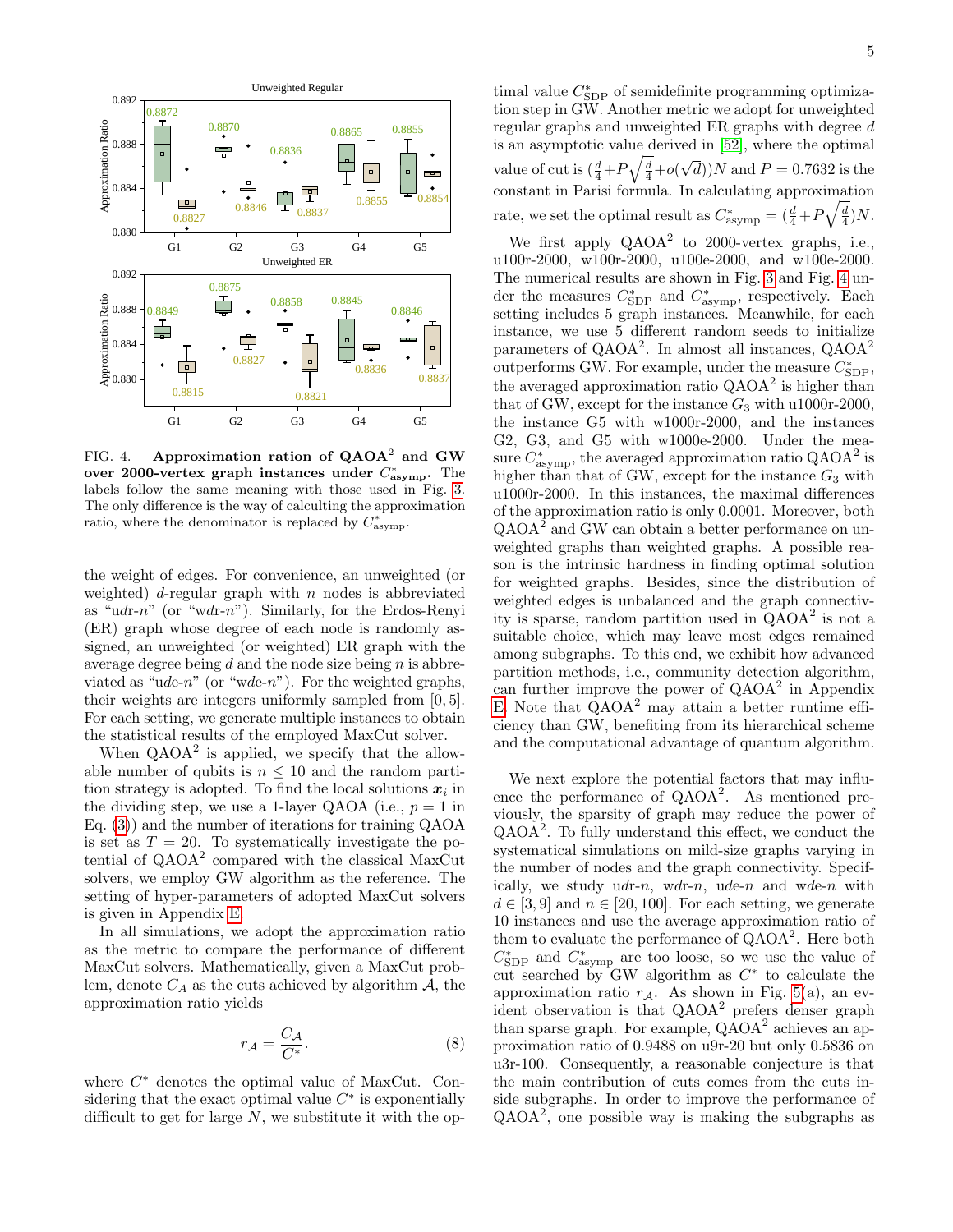FIG. 4. **Approximation ration of QAOA$^2$ and GW over 2000-vertex graph instances under $C^*_{\rm asymp}$.** The labels follow the same meaning with those used in Fig. 3. The only difference is the way of calculting the approximation ratio, where the denominator is replaced by $C^*_{\rm asymp}$.

the weight of edges. For convenience, an unweighted (or weighted) $d$-regular graph with $n$ nodes is abbreviated as "u$d$r-$n$" (or "w$d$r-$n$"). Similarly, for the Erdos-Renyi (ER) graph whose degree of each node is randomly assigned, an unweighted (or weighted) ER graph with the average degree being $d$ and the node size being $n$ is abbreviated as "u$d$e-$n$" (or "w$d$e-$n$"). For the weighted graphs, their weights are integers uniformly sampled from $[0, 5]$. For each setting, we generate multiple instances to obtain the statistical results of the employed MaxCut solver.

When QAOA$^2$ is applied, we specify that the allowable number of qubits is $n \le 10$ and the random partition strategy is adopted. To find the local solutions $\boldsymbol{x}_i$ in the dividing step, we use a 1-layer QAOA (i.e., $p = 1$ in Eq. (3)) and the number of iterations for training QAOA is set as $T = 20$. To systematically investigate the potential of QAOA$^2$ compared with the classical MaxCut solvers, we employ GW algorithm as the reference. The setting of hyper-parameters of adopted MaxCut solvers is given in Appendix E.

In all simulations, we adopt the approximation ratio as the metric to compare the performance of different MaxCut solvers. Mathematically, given a MaxCut problem, denote $C_A$ as the cuts achieved by algorithm $\mathcal{A}$, the approximation ratio yields

$$r_{\mathcal{A}} = \frac{C_{\mathcal{A}}}{C^*}. \tag{8}$$

where $C^*$ denotes the optimal value of MaxCut. Considering that the exact optimal value $C^*$ is exponentially difficult to get for large $N$, we substitute it with the optimal value $C^*_{\rm SDP}$ of semidefinite programming optimization step in GW. Another metric we adopt for unweighted regular graphs and unweighted ER graphs with degree $d$ is an asymptotic value derived in [52], where the optimal value of cut is $(\frac{d}{4} + P\sqrt{\frac{d}{4}} + o(\sqrt{d}))N$ and $P = 0.7632$ is the constant in Parisi formula. In calculating approximation rate, we set the optimal result as $C^*_{\rm asymp} = (\frac{d}{4} + P\sqrt{\frac{d}{4}})N$.

We first apply QAOA$^2$ to 2000-vertex graphs, i.e., u100r-2000, w100r-2000, u100e-2000, and w100e-2000. The numerical results are shown in Fig. 3 and Fig. 4 under the measures $C^*_{\rm SDP}$ and $C^*_{\rm asymp}$, respectively. Each setting includes 5 graph instances. Meanwhile, for each instance, we use 5 different random seeds to initialize parameters of QAOA$^2$. In almost all instances, QAOA$^2$ outperforms GW. For example, under the measure $C^*_{\rm SDP}$, the averaged approximation ratio QAOA$^2$ is higher than that of GW, except for the instance $G_3$ with u1000r-2000, the instance G5 with w1000r-2000, and the instances G2, G3, and G5 with w1000e-2000. Under the measure $C^*_{\rm asymp}$, the averaged approximation ratio QAOA$^2$ is higher than that of GW, except for the instance $G_3$ with u1000r-2000. In this instances, the maximal differences of the approximation ratio is only 0.0001. Moreover, both QAOA$^2$ and GW can obtain a better performance on unweighted graphs than weighted graphs. A possible reason is the intrinsic hardness in finding optimal solution for weighted graphs. Besides, since the distribution of weighted edges is unbalanced and the graph connectivity is sparse, random partition used in QAOA$^2$ is not a suitable choice, which may leave most edges remained among subgraphs. To this end, we exhibit how advanced partition methods, i.e., community detection algorithm, can further improve the power of QAOA$^2$ in Appendix E. Note that QAOA$^2$ may attain a better runtime efficiency than GW, benefiting from its hierarchical scheme and the computational advantage of quantum algorithm.

We next explore the potential factors that may influence the performance of QAOA$^2$. As mentioned previously, the sparsity of graph may reduce the power of QAOA$^2$. To fully understand this effect, we conduct the systematical simulations on mild-size graphs varying in the number of nodes and the graph connectivity. Specifically, we study u$d$r-$n$, w$d$r-$n$, u$d$e-$n$ and w$d$e-$n$ with $d \in [3, 9]$ and $n \in [20, 100]$. For each setting, we generate 10 instances and use the average approximation ratio of them to evaluate the performance of QAOA$^2$. Here both $C^*_{\rm SDP}$ and $C^*_{\rm asymp}$ are too loose, so we use the value of cut searched by GW algorithm as $C^*$ to calculate the approximation ratio $r_{\mathcal{A}}$. As shown in Fig. 5(a), an evident observation is that QAOA$^2$ prefers denser graph than sparse graph. For example, QAOA$^2$ achieves an approximation ratio of 0.9488 on u9r-20 but only 0.5836 on u3r-100. Consequently, a reasonable conjecture is that the main contribution of cuts comes from the cuts inside subgraphs. In order to improve the performance of QAOA$^2$, one possible way is making the subgraphs as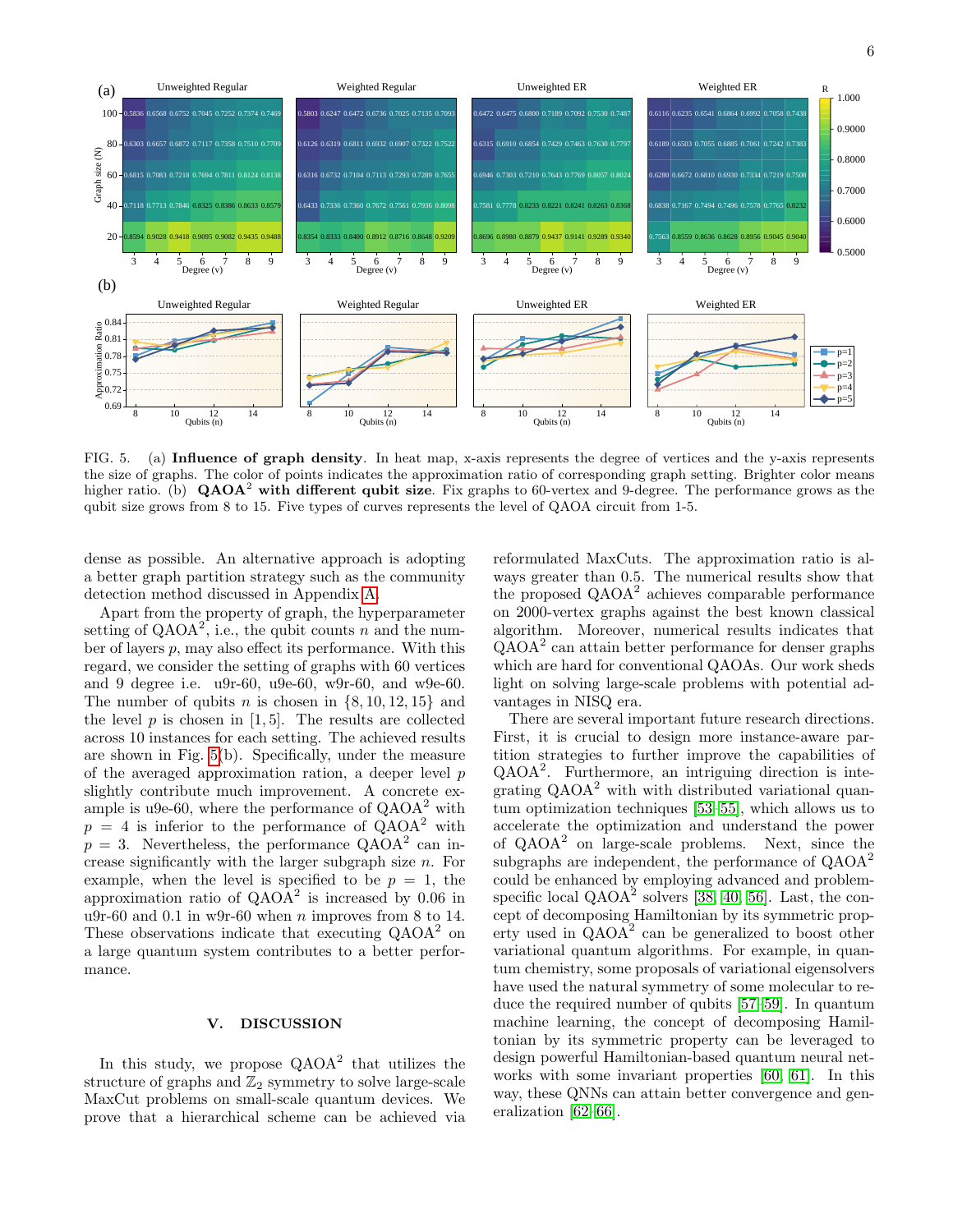FIG. 5. (a) **Influence of graph density**. In heat map, x-axis represents the degree of vertices and the y-axis represents the size of graphs. The color of points indicates the approximation ratio of corresponding graph setting. Brighter color means higher ratio. (b) **QAOA$^2$ with different qubit size**. Fix graphs to 60-vertex and 9-degree. The performance grows as the qubit size grows from 8 to 15. Five types of curves represents the level of QAOA circuit from 1-5.

dense as possible. An alternative approach is adopting a better graph partition strategy such as the community detection method discussed in Appendix A.

Apart from the property of graph, the hyperparameter setting of QAOA$^2$, i.e., the qubit counts $n$ and the number of layers $p$, may also effect its performance. With this regard, we consider the setting of graphs with 60 vertices and 9 degree i.e. u9r-60, u9e-60, w9r-60, and w9e-60. The number of qubits $n$ is chosen in $\{8, 10, 12, 15\}$ and the level $p$ is chosen in $[1, 5]$. The results are collected across 10 instances for each setting. The achieved results are shown in Fig. 5(b). Specifically, under the measure of the averaged approximation ration, a deeper level $p$ slightly contribute much improvement. A concrete example is u9e-60, where the performance of QAOA$^2$ with $p = 4$ is inferior to the performance of QAOA$^2$ with $p = 3$. Nevertheless, the performance QAOA$^2$ can increase significantly with the larger subgraph size $n$. For example, when the level is specified to be $p = 1$, the approximation ratio of QAOA$^2$ is increased by 0.06 in u9r-60 and 0.1 in w9r-60 when $n$ improves from 8 to 14. These observations indicate that executing QAOA$^2$ on a large quantum system contributes to a better performance.

## V. DISCUSSION

In this study, we propose QAOA$^2$ that utilizes the structure of graphs and $\mathbb{Z}_2$ symmetry to solve large-scale MaxCut problems on small-scale quantum devices. We prove that a hierarchical scheme can be achieved via reformulated MaxCuts. The approximation ratio is always greater than 0.5. The numerical results show that the proposed QAOA$^2$ achieves comparable performance on 2000-vertex graphs against the best known classical algorithm. Moreover, numerical results indicates that QAOA$^2$ can attain better performance for denser graphs which are hard for conventional QAOAs. Our work sheds light on solving large-scale problems with potential advantages in NISQ era.

There are several important future research directions. First, it is crucial to design more instance-aware partition strategies to further improve the capabilities of QAOA$^2$. Furthermore, an intriguing direction is integrating QAOA$^2$ with with distributed variational quantum optimization techniques [53–55], which allows us to accelerate the optimization and understand the power of QAOA$^2$ on large-scale problems. Next, since the subgraphs are independent, the performance of QAOA$^2$ could be enhanced by employing advanced and problem-specific local QAOA$^2$ solvers [38, 40, 56]. Last, the concept of decomposing Hamiltonian by its symmetric property used in QAOA$^2$ can be generalized to boost other variational quantum algorithms. For example, in quantum chemistry, some proposals of variational eigensolvers have used the natural symmetry of some molecular to reduce the required number of qubits [57–59]. In quantum machine learning, the concept of decomposing Hamiltonian by its symmetric property can be leveraged to design powerful Hamiltonian-based quantum neural networks with some invariant properties [60, 61]. In this way, these QNNs can attain better convergence and generalization [62–66].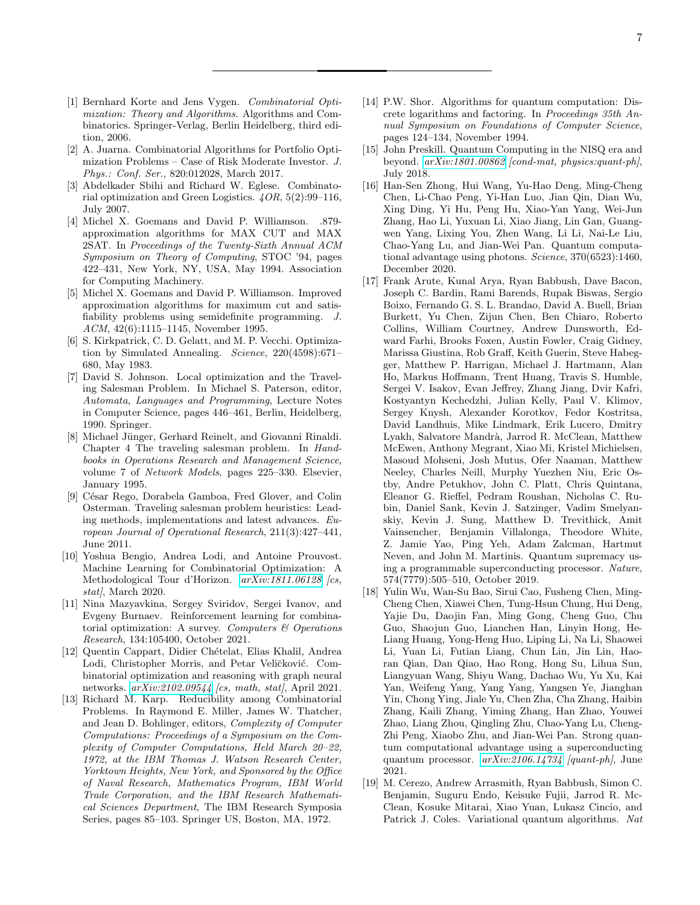[1] Bernhard Korte and Jens Vygen. *Combinatorial Optimization: Theory and Algorithms*. Algorithms and Combinatorics. Springer-Verlag, Berlin Heidelberg, third edition, 2006.

[2] A. Juarna. Combinatorial Algorithms for Portfolio Optimization Problems – Case of Risk Moderate Investor. *J. Phys.: Conf. Ser.*, 820:012028, March 2017.

[3] Abdelkader Sbihi and Richard W. Eglese. Combinatorial optimization and Green Logistics. *4OR*, 5(2):99–116, July 2007.

[4] Michel X. Goemans and David P. Williamson. .879-approximation algorithms for MAX CUT and MAX 2SAT. In *Proceedings of the Twenty-Sixth Annual ACM Symposium on Theory of Computing*, STOC '94, pages 422–431, New York, NY, USA, May 1994. Association for Computing Machinery.

[5] Michel X. Goemans and David P. Williamson. Improved approximation algorithms for maximum cut and satisfiability problems using semidefinite programming. *J. ACM*, 42(6):1115–1145, November 1995.

[6] S. Kirkpatrick, C. D. Gelatt, and M. P. Vecchi. Optimization by Simulated Annealing. *Science*, 220(4598):671–680, May 1983.

[7] David S. Johnson. Local optimization and the Traveling Salesman Problem. In Michael S. Paterson, editor, *Automata, Languages and Programming*, Lecture Notes in Computer Science, pages 446–461, Berlin, Heidelberg, 1990. Springer.

[8] Michael Jünger, Gerhard Reinelt, and Giovanni Rinaldi. Chapter 4 The traveling salesman problem. In *Handbooks in Operations Research and Management Science*, volume 7 of *Network Models*, pages 225–330. Elsevier, January 1995.

[9] César Rego, Dorabela Gamboa, Fred Glover, and Colin Osterman. Traveling salesman problem heuristics: Leading methods, implementations and latest advances. *European Journal of Operational Research*, 211(3):427–441, June 2011.

[10] Yoshua Bengio, Andrea Lodi, and Antoine Prouvost. Machine Learning for Combinatorial Optimization: A Methodological Tour d'Horizon. *arXiv:1811.06128 [cs, stat]*, March 2020.

[11] Nina Mazyavkina, Sergey Sviridov, Sergei Ivanov, and Evgeny Burnaev. Reinforcement learning for combinatorial optimization: A survey. *Computers & Operations Research*, 134:105400, October 2021.

[12] Quentin Cappart, Didier Chételat, Elias Khalil, Andrea Lodi, Christopher Morris, and Petar Veličković. Combinatorial optimization and reasoning with graph neural networks. *arXiv:2102.09544 [cs, math, stat]*, April 2021.

[13] Richard M. Karp. Reducibility among Combinatorial Problems. In Raymond E. Miller, James W. Thatcher, and Jean D. Bohlinger, editors, *Complexity of Computer Computations: Proceedings of a Symposium on the Complexity of Computer Computations, Held March 20–22, 1972, at the IBM Thomas J. Watson Research Center, Yorktown Heights, New York, and Sponsored by the Office of Naval Research, Mathematics Program, IBM World Trade Corporation, and the IBM Research Mathematical Sciences Department*, The IBM Research Symposia Series, pages 85–103. Springer US, Boston, MA, 1972.

[14] P.W. Shor. Algorithms for quantum computation: Discrete logarithms and factoring. In *Proceedings 35th Annual Symposium on Foundations of Computer Science*, pages 124–134, November 1994.

[15] John Preskill. Quantum Computing in the NISQ era and beyond. *arXiv:1801.00862 [cond-mat, physics:quant-ph]*, July 2018.

[16] Han-Sen Zhong, Hui Wang, Yu-Hao Deng, Ming-Cheng Chen, Li-Chao Peng, Yi-Han Luo, Jian Qin, Dian Wu, Xing Ding, Yi Hu, Peng Hu, Xiao-Yan Yang, Wei-Jun Zhang, Hao Li, Yuxuan Li, Xiao Jiang, Lin Gan, Guangwen Yang, Lixing You, Zhen Wang, Li Li, Nai-Le Liu, Chao-Yang Lu, and Jian-Wei Pan. Quantum computational advantage using photons. *Science*, 370(6523):1460, December 2020.

[17] Frank Arute, Kunal Arya, Ryan Babbush, Dave Bacon, Joseph C. Bardin, Rami Barends, Rupak Biswas, Sergio Boixo, Fernando G. S. L. Brandao, David A. Buell, Brian Burkett, Yu Chen, Zijun Chen, Ben Chiaro, Roberto Collins, William Courtney, Andrew Dunsworth, Edward Farhi, Brooks Foxen, Austin Fowler, Craig Gidney, Marissa Giustina, Rob Graff, Keith Guerin, Steve Habegger, Matthew P. Harrigan, Michael J. Hartmann, Alan Ho, Markus Hoffmann, Trent Huang, Travis S. Humble, Sergei V. Isakov, Evan Jeffrey, Zhang Jiang, Dvir Kafri, Kostyantyn Kechedzhi, Julian Kelly, Paul V. Klimov, Sergey Knysh, Alexander Korotkov, Fedor Kostritsa, David Landhuis, Mike Lindmark, Erik Lucero, Dmitry Lyakh, Salvatore Mandrà, Jarrod R. McClean, Matthew McEwen, Anthony Megrant, Xiao Mi, Kristel Michielsen, Masoud Mohseni, Josh Mutus, Ofer Naaman, Matthew Neeley, Charles Neill, Murphy Yuezhen Niu, Eric Ostby, Andre Petukhov, John C. Platt, Chris Quintana, Eleanor G. Rieffel, Pedram Roushan, Nicholas C. Rubin, Daniel Sank, Kevin J. Satzinger, Vadim Smelyanskiy, Kevin J. Sung, Matthew D. Trevithick, Amit Vainsencher, Benjamin Villalonga, Theodore White, Z. Jamie Yao, Ping Yeh, Adam Zalcman, Hartmut Neven, and John M. Martinis. Quantum supremacy using a programmable superconducting processor. *Nature*, 574(7779):505–510, October 2019.

[18] Yulin Wu, Wan-Su Bao, Sirui Cao, Fusheng Chen, Ming-Cheng Chen, Xiawei Chen, Tung-Hsun Chung, Hui Deng, Yajie Du, Daojin Fan, Ming Gong, Cheng Guo, Chu Guo, Shaojun Guo, Lianchen Han, Linyin Hong, He-Liang Huang, Yong-Heng Huo, Liping Li, Na Li, Shaowei Li, Yuan Li, Futian Liang, Chun Lin, Jin Lin, Haoran Qian, Dan Qiao, Hao Rong, Hong Su, Lihua Sun, Liangyuan Wang, Shiyu Wang, Dachao Wu, Yu Xu, Kai Yan, Weifeng Yang, Yang Yang, Yangsen Ye, Jianghan Yin, Chong Ying, Jiale Yu, Chen Zha, Cha Zhang, Haibin Zhang, Kaili Zhang, Yiming Zhang, Han Zhao, Youwei Zhao, Liang Zhou, Qingling Zhu, Chao-Yang Lu, Cheng-Zhi Peng, Xiaobo Zhu, and Jian-Wei Pan. Strong quantum computational advantage using a superconducting quantum processor. *arXiv:2106.14734 [quant-ph]*, June 2021.

[19] M. Cerezo, Andrew Arrasmith, Ryan Babbush, Simon C. Benjamin, Suguru Endo, Keisuke Fujii, Jarrod R. McClean, Kosuke Mitarai, Xiao Yuan, Lukasz Cincio, and Patrick J. Coles. Variational quantum algorithms. *Nat*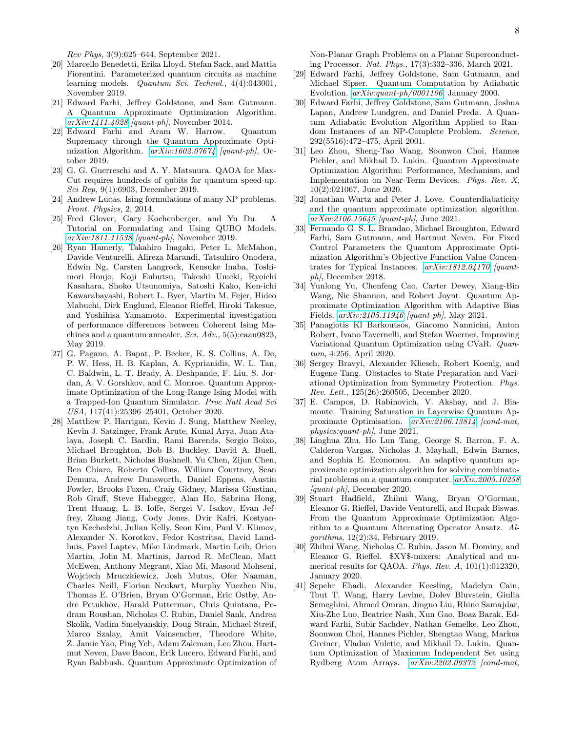*Rev Phys*, 3(9):625–644, September 2021.

[20] Marcello Benedetti, Erika Lloyd, Stefan Sack, and Mattia Fiorentini. Parameterized quantum circuits as machine learning models. *Quantum Sci. Technol.*, 4(4):043001, November 2019.

[21] Edward Farhi, Jeffrey Goldstone, and Sam Gutmann. A Quantum Approximate Optimization Algorithm. *arXiv:1411.4028 [quant-ph]*, November 2014.

[22] Edward Farhi and Aram W. Harrow. Quantum Supremacy through the Quantum Approximate Optimization Algorithm. *arXiv:1602.07674 [quant-ph]*, October 2019.

[23] G. G. Guerreschi and A. Y. Matsuura. QAOA for Max-Cut requires hundreds of qubits for quantum speed-up. *Sci Rep*, 9(1):6903, December 2019.

[24] Andrew Lucas. Ising formulations of many NP problems. *Front. Physics*, 2, 2014.

[25] Fred Glover, Gary Kochenberger, and Yu Du. A Tutorial on Formulating and Using QUBO Models. *arXiv:1811.11538 [quant-ph]*, November 2019.

[26] Ryan Hamerly, Takahiro Inagaki, Peter L. McMahon, Davide Venturelli, Alireza Marandi, Tatsuhiro Onodera, Edwin Ng, Carsten Langrock, Kensuke Inaba, Toshimori Honjo, Koji Enbutsu, Takeshi Umeki, Ryoichi Kasahara, Shoko Utsunomiya, Satoshi Kako, Ken-ichi Kawarabayashi, Robert L. Byer, Martin M. Fejer, Hideo Mabuchi, Dirk Englund, Eleanor Rieffel, Hiroki Takesue, and Yoshihisa Yamamoto. Experimental investigation of performance differences between Coherent Ising Machines and a quantum annealer. *Sci. Adv.*, 5(5):eaau0823, May 2019.

[27] G. Pagano, A. Bapat, P. Becker, K. S. Collins, A. De, P. W. Hess, H. B. Kaplan, A. Kyprianidis, W. L. Tan, C. Baldwin, L. T. Brady, A. Deshpande, F. Liu, S. Jordan, A. V. Gorshkov, and C. Monroe. Quantum Approximate Optimization of the Long-Range Ising Model with a Trapped-Ion Quantum Simulator. *Proc Natl Acad Sci USA*, 117(41):25396–25401, October 2020.

[28] Matthew P. Harrigan, Kevin J. Sung, Matthew Neeley, Kevin J. Satzinger, Frank Arute, Kunal Arya, Juan Atalaya, Joseph C. Bardin, Rami Barends, Sergio Boixo, Michael Broughton, Bob B. Buckley, David A. Buell, Brian Burkett, Nicholas Bushnell, Yu Chen, Zijun Chen, Ben Chiaro, Roberto Collins, William Courtney, Sean Demura, Andrew Dunsworth, Daniel Eppens, Austin Fowler, Brooks Foxen, Craig Gidney, Marissa Giustina, Rob Graff, Steve Habegger, Alan Ho, Sabrina Hong, Trent Huang, L. B. Ioffe, Sergei V. Isakov, Evan Jeffrey, Zhang Jiang, Cody Jones, Dvir Kafri, Kostyantyn Kechedzhi, Julian Kelly, Seon Kim, Paul V. Klimov, Alexander N. Korotkov, Fedor Kostritsa, David Landhuis, Pavel Laptev, Mike Lindmark, Martin Leib, Orion Martin, John M. Martinis, Jarrod R. McClean, Matt McEwen, Anthony Megrant, Xiao Mi, Masoud Mohseni, Wojciech Mruczkiewicz, Josh Mutus, Ofer Naaman, Charles Neill, Florian Neukart, Murphy Yuezhen Niu, Thomas E. O'Brien, Bryan O'Gorman, Eric Ostby, Andre Petukhov, Harald Putterman, Chris Quintana, Pedram Roushan, Nicholas C. Rubin, Daniel Sank, Andrea Skolik, Vadim Smelyanskiy, Doug Strain, Michael Streif, Marco Szalay, Amit Vainsencher, Theodore White, Z. Jamie Yao, Ping Yeh, Adam Zalcman, Leo Zhou, Hartmut Neven, Dave Bacon, Erik Lucero, Edward Farhi, and Ryan Babbush. Quantum Approximate Optimization of Non-Planar Graph Problems on a Planar Superconducting Processor. *Nat. Phys.*, 17(3):332–336, March 2021.

[29] Edward Farhi, Jeffrey Goldstone, Sam Gutmann, and Michael Sipser. Quantum Computation by Adiabatic Evolution. *arXiv:quant-ph/0001106*, January 2000.

[30] Edward Farhi, Jeffrey Goldstone, Sam Gutmann, Joshua Lapan, Andrew Lundgren, and Daniel Preda. A Quantum Adiabatic Evolution Algorithm Applied to Random Instances of an NP-Complete Problem. *Science*, 292(5516):472–475, April 2001.

[31] Leo Zhou, Sheng-Tao Wang, Soonwon Choi, Hannes Pichler, and Mikhail D. Lukin. Quantum Approximate Optimization Algorithm: Performance, Mechanism, and Implementation on Near-Term Devices. *Phys. Rev. X*, 10(2):021067, June 2020.

[32] Jonathan Wurtz and Peter J. Love. Counterdiabaticity and the quantum approximate optimization algorithm. *arXiv:2106.15645 [quant-ph]*, June 2021.

[33] Fernando G. S. L. Brandao, Michael Broughton, Edward Farhi, Sam Gutmann, and Hartmut Neven. For Fixed Control Parameters the Quantum Approximate Optimization Algorithm's Objective Function Value Concentrates for Typical Instances. *arXiv:1812.04170 [quant-ph]*, December 2018.

[34] Yunlong Yu, Chenfeng Cao, Carter Dewey, Xiang-Bin Wang, Nic Shannon, and Robert Joynt. Quantum Approximate Optimization Algorithm with Adaptive Bias Fields. *arXiv:2105.11946 [quant-ph]*, May 2021.

[35] Panagiotis Kl Barkoutsos, Giacomo Nannicini, Anton Robert, Ivano Tavernelli, and Stefan Woerner. Improving Variational Quantum Optimization using CVaR. *Quantum*, 4:256, April 2020.

[36] Sergey Bravyi, Alexander Kliesch, Robert Koenig, and Eugene Tang. Obstacles to State Preparation and Variational Optimization from Symmetry Protection. *Phys. Rev. Lett.*, 125(26):260505, December 2020.

[37] E. Campos, D. Rabinovich, V. Akshay, and J. Biamonte. Training Saturation in Layerwise Quantum Approximate Optimisation. *arXiv:2106.13814 [cond-mat, physics:quant-ph]*, June 2021.

[38] Linghua Zhu, Ho Lun Tang, George S. Barron, F. A. Calderon-Vargas, Nicholas J. Mayhall, Edwin Barnes, and Sophia E. Economou. An adaptive quantum approximate optimization algorithm for solving combinatorial problems on a quantum computer. *arXiv:2005.10258 [quant-ph]*, December 2020.

[39] Stuart Hadfield, Zhihui Wang, Bryan O'Gorman, Eleanor G. Rieffel, Davide Venturelli, and Rupak Biswas. From the Quantum Approximate Optimization Algorithm to a Quantum Alternating Operator Ansatz. *Algorithms*, 12(2):34, February 2019.

[40] Zhihui Wang, Nicholas C. Rubin, Jason M. Dominy, and Eleanor G. Rieffel. $XY$-mixers: Analytical and numerical results for QAOA. *Phys. Rev. A*, 101(1):012320, January 2020.

[41] Sepehr Ebadi, Alexander Keesling, Madelyn Cain, Tout T. Wang, Harry Levine, Dolev Bluvstein, Giulia Semeghini, Ahmed Omran, Jinguo Liu, Rhine Samajdar, Xiu-Zhe Luo, Beatrice Nash, Xun Gao, Boaz Barak, Edward Farhi, Subir Sachdev, Nathan Gemelke, Leo Zhou, Soonwon Choi, Hannes Pichler, Shengtao Wang, Markus Greiner, Vladan Vuletic, and Mikhail D. Lukin. Quantum Optimization of Maximum Independent Set using Rydberg Atom Arrays. *arXiv:2202.09372 [cond-mat,*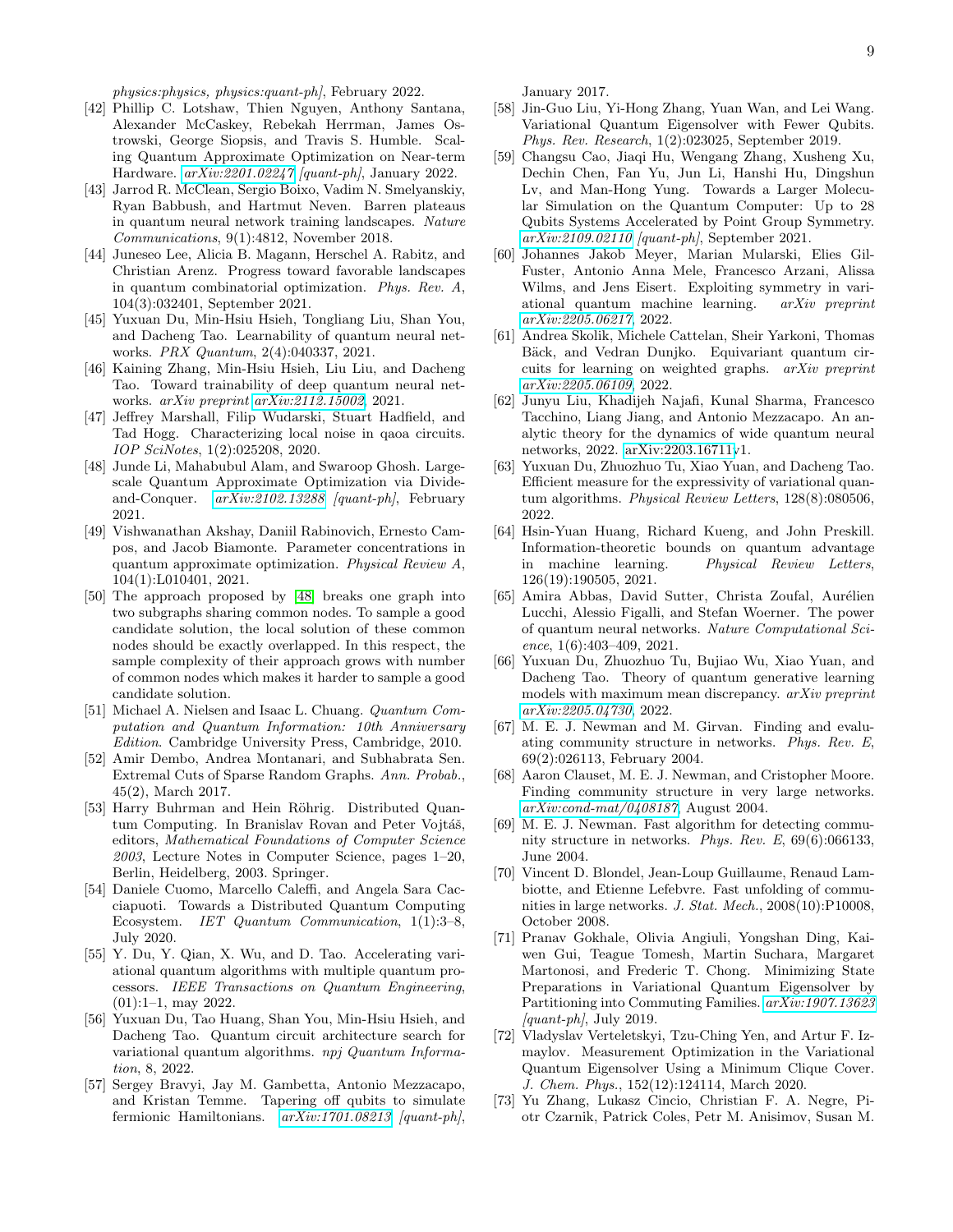*physics:physics, physics:quant-ph]*, February 2022.

[42] Phillip C. Lotshaw, Thien Nguyen, Anthony Santana, Alexander McCaskey, Rebekah Herrman, James Ostrowski, George Siopsis, and Travis S. Humble. Scaling Quantum Approximate Optimization on Near-term Hardware. *arXiv:2201.02247 [quant-ph]*, January 2022.

[43] Jarrod R. McClean, Sergio Boixo, Vadim N. Smelyanskiy, Ryan Babbush, and Hartmut Neven. Barren plateaus in quantum neural network training landscapes. *Nature Communications*, 9(1):4812, November 2018.

[44] Juneseo Lee, Alicia B. Magann, Herschel A. Rabitz, and Christian Arenz. Progress toward favorable landscapes in quantum combinatorial optimization. *Phys. Rev. A*, 104(3):032401, September 2021.

[45] Yuxuan Du, Min-Hsiu Hsieh, Tongliang Liu, Shan You, and Dacheng Tao. Learnability of quantum neural networks. *PRX Quantum*, 2(4):040337, 2021.

[46] Kaining Zhang, Min-Hsiu Hsieh, Liu Liu, and Dacheng Tao. Toward trainability of deep quantum neural networks. *arXiv preprint* arXiv:2112.15002, 2021.

[47] Jeffrey Marshall, Filip Wudarski, Stuart Hadfield, and Tad Hogg. Characterizing local noise in qaoa circuits. *IOP SciNotes*, 1(2):025208, 2020.

[48] Junde Li, Mahabubul Alam, and Swaroop Ghosh. Large-scale Quantum Approximate Optimization via Divide-and-Conquer. *arXiv:2102.13288 [quant-ph]*, February 2021.

[49] Vishwanathan Akshay, Daniil Rabinovich, Ernesto Campos, and Jacob Biamonte. Parameter concentrations in quantum approximate optimization. *Physical Review A*, 104(1):L010401, 2021.

[50] The approach proposed by [48] breaks one graph into two subgraphs sharing common nodes. To sample a good candidate solution, the local solution of these common nodes should be exactly overlapped. In this respect, the sample complexity of their approach grows with number of common nodes which makes it harder to sample a good candidate solution.

[51] Michael A. Nielsen and Isaac L. Chuang. *Quantum Computation and Quantum Information: 10th Anniversary Edition*. Cambridge University Press, Cambridge, 2010.

[52] Amir Dembo, Andrea Montanari, and Subhabrata Sen. Extremal Cuts of Sparse Random Graphs. *Ann. Probab.*, 45(2), March 2017.

[53] Harry Buhrman and Hein Röhrig. Distributed Quantum Computing. In Branislav Rovan and Peter Vojtáš, editors, *Mathematical Foundations of Computer Science 2003*, Lecture Notes in Computer Science, pages 1–20, Berlin, Heidelberg, 2003. Springer.

[54] Daniele Cuomo, Marcello Caleffi, and Angela Sara Cacciapuoti. Towards a Distributed Quantum Computing Ecosystem. *IET Quantum Communication*, 1(1):3–8, July 2020.

[55] Y. Du, Y. Qian, X. Wu, and D. Tao. Accelerating variational quantum algorithms with multiple quantum processors. *IEEE Transactions on Quantum Engineering*, (01):1–1, may 2022.

[56] Yuxuan Du, Tao Huang, Shan You, Min-Hsiu Hsieh, and Dacheng Tao. Quantum circuit architecture search for variational quantum algorithms. *npj Quantum Information*, 8, 2022.

[57] Sergey Bravyi, Jay M. Gambetta, Antonio Mezzacapo, and Kristan Temme. Tapering off qubits to simulate fermionic Hamiltonians. *arXiv:1701.08213 [quant-ph]*, January 2017.

[58] Jin-Guo Liu, Yi-Hong Zhang, Yuan Wan, and Lei Wang. Variational Quantum Eigensolver with Fewer Qubits. *Phys. Rev. Research*, 1(2):023025, September 2019.

[59] Changsu Cao, Jiaqi Hu, Wengang Zhang, Xusheng Xu, Dechin Chen, Fan Yu, Jun Li, Hanshi Hu, Dingshun Lv, and Man-Hong Yung. Towards a Larger Molecular Simulation on the Quantum Computer: Up to 28 Qubits Systems Accelerated by Point Group Symmetry. *arXiv:2109.02110 [quant-ph]*, September 2021.

[60] Johannes Jakob Meyer, Marian Mularski, Elies Gil-Fuster, Antonio Anna Mele, Francesco Arzani, Alissa Wilms, and Jens Eisert. Exploiting symmetry in variational quantum machine learning. *arXiv preprint arXiv:2205.06217*, 2022.

[61] Andrea Skolik, Michele Cattelan, Sheir Yarkoni, Thomas Bäck, and Vedran Dunjko. Equivariant quantum circuits for learning on weighted graphs. *arXiv preprint arXiv:2205.06109*, 2022.

[62] Junyu Liu, Khadijeh Najafi, Kunal Sharma, Francesco Tacchino, Liang Jiang, and Antonio Mezzacapo. An analytic theory for the dynamics of wide quantum neural networks, 2022. arXiv:2203.16711v1.

[63] Yuxuan Du, Zhuozhuo Tu, Xiao Yuan, and Dacheng Tao. Efficient measure for the expressivity of variational quantum algorithms. *Physical Review Letters*, 128(8):080506, 2022.

[64] Hsin-Yuan Huang, Richard Kueng, and John Preskill. Information-theoretic bounds on quantum advantage in machine learning. *Physical Review Letters*, 126(19):190505, 2021.

[65] Amira Abbas, David Sutter, Christa Zoufal, Aurélien Lucchi, Alessio Figalli, and Stefan Woerner. The power of quantum neural networks. *Nature Computational Science*, 1(6):403–409, 2021.

[66] Yuxuan Du, Zhuozhuo Tu, Bujiao Wu, Xiao Yuan, and Dacheng Tao. Theory of quantum generative learning models with maximum mean discrepancy. *arXiv preprint arXiv:2205.04730*, 2022.

[67] M. E. J. Newman and M. Girvan. Finding and evaluating community structure in networks. *Phys. Rev. E*, 69(2):026113, February 2004.

[68] Aaron Clauset, M. E. J. Newman, and Cristopher Moore. Finding community structure in very large networks. *arXiv:cond-mat/0408187*, August 2004.

[69] M. E. J. Newman. Fast algorithm for detecting community structure in networks. *Phys. Rev. E*, 69(6):066133, June 2004.

[70] Vincent D. Blondel, Jean-Loup Guillaume, Renaud Lambiotte, and Etienne Lefebvre. Fast unfolding of communities in large networks. *J. Stat. Mech.*, 2008(10):P10008, October 2008.

[71] Pranav Gokhale, Olivia Angiuli, Yongshan Ding, Kaiwen Gui, Teague Tomesh, Martin Suchara, Margaret Martonosi, and Frederic T. Chong. Minimizing State Preparations in Variational Quantum Eigensolver by Partitioning into Commuting Families. *arXiv:1907.13623 [quant-ph]*, July 2019.

[72] Vladyslav Verteletskyi, Tzu-Ching Yen, and Artur F. Izmaylov. Measurement Optimization in the Variational Quantum Eigensolver Using a Minimum Clique Cover. *J. Chem. Phys.*, 152(12):124114, March 2020.

[73] Yu Zhang, Lukasz Cincio, Christian F. A. Negre, Piotr Czarnik, Patrick Coles, Petr M. Anisimov, Susan M.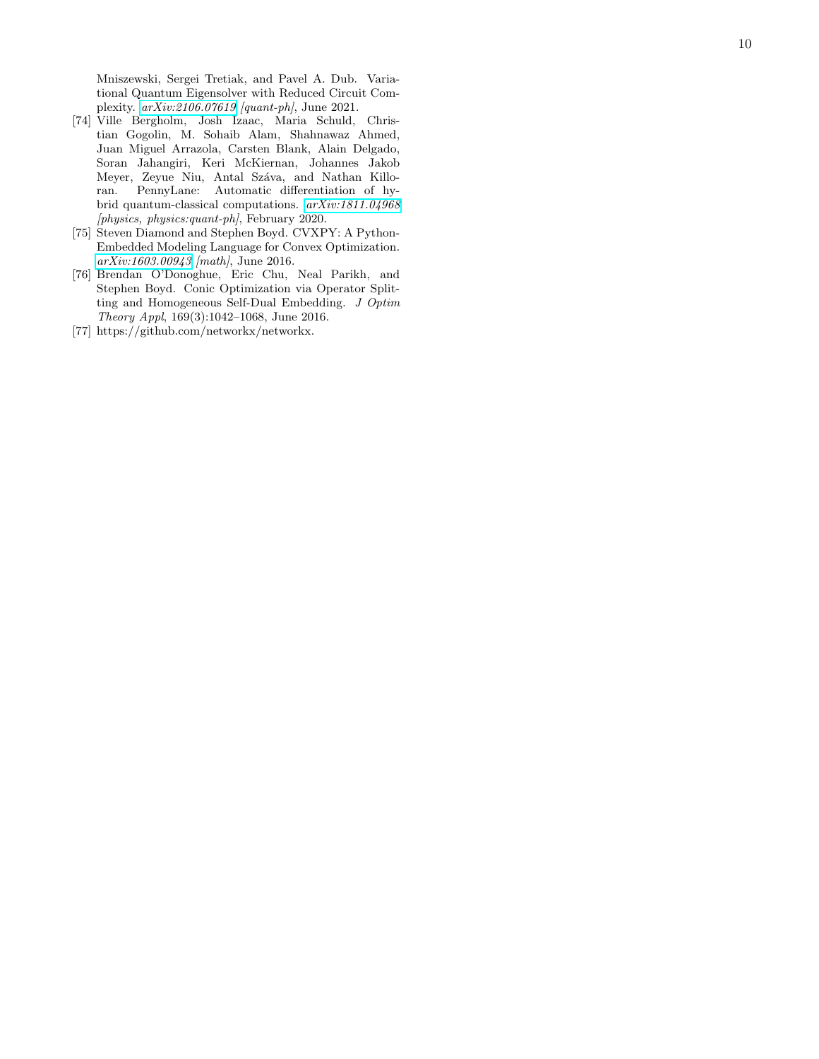Mniszewski, Sergei Tretiak, and Pavel A. Dub. Variational Quantum Eigensolver with Reduced Circuit Complexity. *arXiv:2106.07619 [quant-ph]*, June 2021.

[74] Ville Bergholm, Josh Izaac, Maria Schuld, Christian Gogolin, M. Sohaib Alam, Shahnawaz Ahmed, Juan Miguel Arrazola, Carsten Blank, Alain Delgado, Soran Jahangiri, Keri McKiernan, Johannes Jakob Meyer, Zeyue Niu, Antal Száva, and Nathan Killoran. PennyLane: Automatic differentiation of hybrid quantum-classical computations. *arXiv:1811.04968 [physics, physics:quant-ph]*, February 2020.

[75] Steven Diamond and Stephen Boyd. CVXPY: A Python-Embedded Modeling Language for Convex Optimization. *arXiv:1603.00943 [math]*, June 2016.

[76] Brendan O'Donoghue, Eric Chu, Neal Parikh, and Stephen Boyd. Conic Optimization via Operator Splitting and Homogeneous Self-Dual Embedding. *J Optim Theory Appl*, 169(3):1042–1068, June 2016.

[77] https://github.com/networkx/networkx.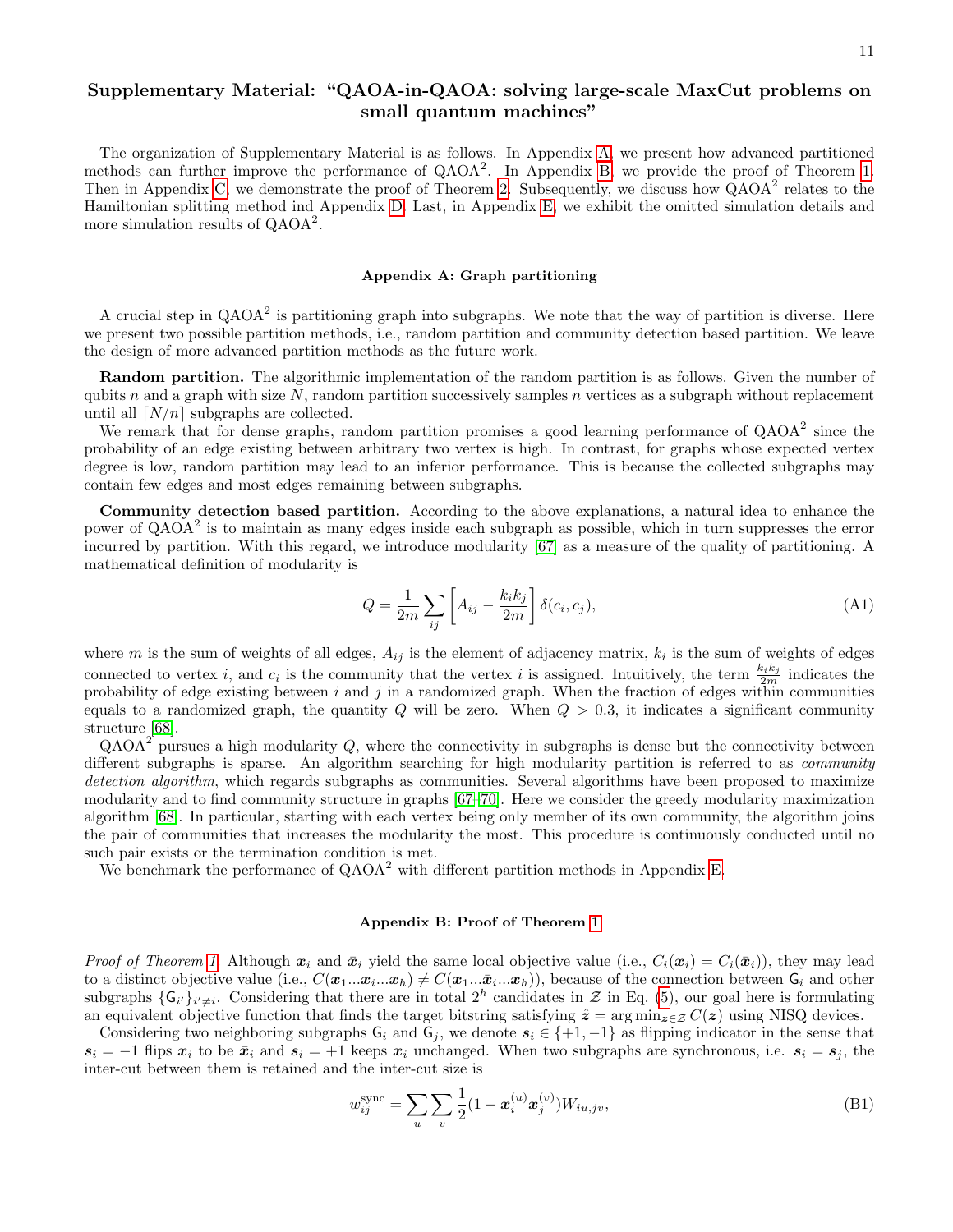# Supplementary Material: "QAOA-in-QAOA: solving large-scale MaxCut problems on small quantum machines"

The organization of Supplementary Material is as follows. In Appendix A, we present how advanced partitioned methods can further improve the performance of QAOA$^2$. In Appendix B, we provide the proof of Theorem 1. Then in Appendix C, we demonstrate the proof of Theorem 2. Subsequently, we discuss how QAOA$^2$ relates to the Hamiltonian splitting method ind Appendix D. Last, in Appendix E, we exhibit the omitted simulation details and more simulation results of QAOA$^2$.

## Appendix A: Graph partitioning

A crucial step in QAOA$^2$ is partitioning graph into subgraphs. We note that the way of partition is diverse. Here we present two possible partition methods, i.e., random partition and community detection based partition. We leave the design of more advanced partition methods as the future work.

**Random partition.** The algorithmic implementation of the random partition is as follows. Given the number of qubits $n$ and a graph with size $N$, random partition successively samples $n$ vertices as a subgraph without replacement until all $\lceil N/n \rceil$ subgraphs are collected.

We remark that for dense graphs, random partition promises a good learning performance of QAOA$^2$ since the probability of an edge existing between arbitrary two vertex is high. In contrast, for graphs whose expected vertex degree is low, random partition may lead to an inferior performance. This is because the collected subgraphs may contain few edges and most edges remaining between subgraphs.

**Community detection based partition.** According to the above explanations, a natural idea to enhance the power of QAOA$^2$ is to maintain as many edges inside each subgraph as possible, which in turn suppresses the error incurred by partition. With this regard, we introduce modularity [67] as a measure of the quality of partitioning. A mathematical definition of modularity is

$$Q = \frac{1}{2m} \sum_{ij} \left[ A_{ij} - \frac{k_i k_j}{2m} \right] \delta(c_i, c_j), \tag{A1}$$

where $m$ is the sum of weights of all edges, $A_{ij}$ is the element of adjacency matrix, $k_i$ is the sum of weights of edges connected to vertex $i$, and $c_i$ is the community that the vertex $i$ is assigned. Intuitively, the term $\frac{k_i k_j}{2m}$ indicates the probability of edge existing between $i$ and $j$ in a randomized graph. When the fraction of edges within communities equals to a randomized graph, the quantity $Q$ will be zero. When $Q > 0.3$, it indicates a significant community structure [68].

QAOA$^2$ pursues a high modularity $Q$, where the connectivity in subgraphs is dense but the connectivity between different subgraphs is sparse. An algorithm searching for high modularity partition is referred to as *community detection algorithm*, which regards subgraphs as communities. Several algorithms have been proposed to maximize modularity and to find community structure in graphs [67–70]. Here we consider the greedy modularity maximization algorithm [68]. In particular, starting with each vertex being only member of its own community, the algorithm joins the pair of communities that increases the modularity the most. This procedure is continuously conducted until no such pair exists or the termination condition is met.

We benchmark the performance of QAOA$^2$ with different partition methods in Appendix E.

## Appendix B: Proof of Theorem 1

*Proof of Theorem 1.* Although $\boldsymbol{x}_i$ and $\bar{\boldsymbol{x}}_i$ yield the same local objective value (i.e., $C_i(\boldsymbol{x}_i) = C_i(\bar{\boldsymbol{x}}_i)$), they may lead to a distinct objective value (i.e., $C(\boldsymbol{x}_1 ... \boldsymbol{x}_i ... \boldsymbol{x}_h) \neq C(\boldsymbol{x}_1 ... \bar{\boldsymbol{x}}_i ... \boldsymbol{x}_h)$), because of the connection between $\mathsf{G}_i$ and other subgraphs $\{\mathsf{G}_{i'}\}_{i' \neq i}$. Considering that there are in total $2^h$ candidates in $\mathcal{Z}$ in Eq. (5), our goal here is formulating an equivalent objective function that finds the target bitstring satisfying $\hat{\boldsymbol{z}} = \arg\min_{\boldsymbol{z} \in \mathcal{Z}} C(\boldsymbol{z})$ using NISQ devices.

Considering two neighboring subgraphs $\mathsf{G}_i$ and $\mathsf{G}_j$, we denote $\boldsymbol{s}_i \in \{+1, -1\}$ as flipping indicator in the sense that $\boldsymbol{s}_i = -1$ flips $\boldsymbol{x}_i$ to be $\bar{\boldsymbol{x}}_i$ and $\boldsymbol{s}_i = +1$ keeps $\boldsymbol{x}_i$ unchanged. When two subgraphs are synchronous, i.e. $\boldsymbol{s}_i = \boldsymbol{s}_j$, the inter-cut between them is retained and the inter-cut size is

$$w_{ij}^{\text{sync}} = \sum_u \sum_v \frac{1}{2}(1 - \boldsymbol{x}_i^{(u)} \boldsymbol{x}_j^{(v)}) W_{iu,jv}, \tag{B1}$$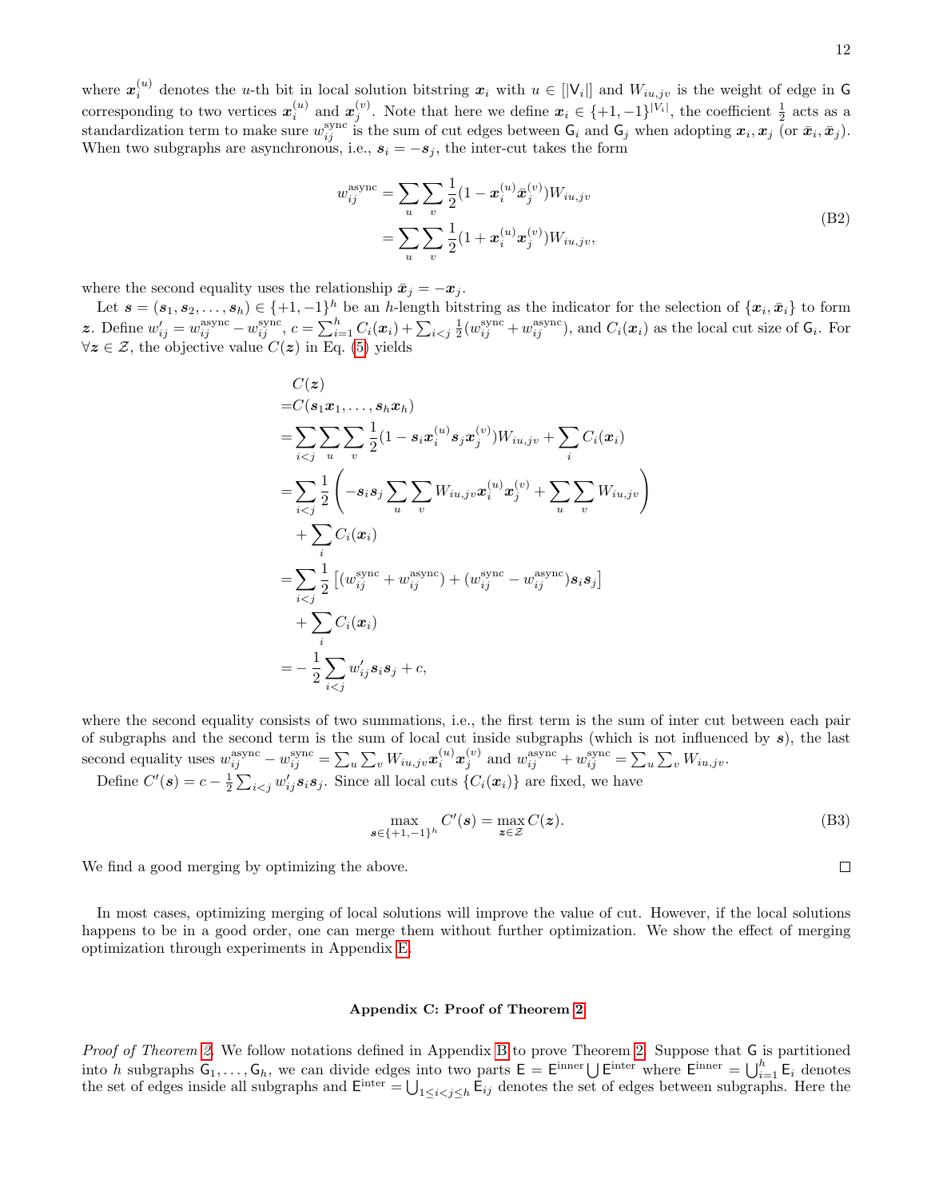where $\boldsymbol{x}_i^{(u)}$ denotes the $u$-th bit in local solution bitstring $\boldsymbol{x}_i$ with $u \in [|\mathsf{V}_i|]$ and $W_{iu,jv}$ is the weight of edge in $\mathsf{G}$ corresponding to two vertices $\boldsymbol{x}_i^{(u)}$ and $\boldsymbol{x}_j^{(v)}$. Note that here we define $\boldsymbol{x}_i \in \{+1,-1\}^{|V_i|}$, the coefficient $\frac{1}{2}$ acts as a standardization term to make sure $w_{ij}^{\text{sync}}$ is the sum of cut edges between $\mathsf{G}_i$ and $\mathsf{G}_j$ when adopting $\boldsymbol{x}_i, \boldsymbol{x}_j$ (or $\bar{\boldsymbol{x}}_i, \bar{\boldsymbol{x}}_j$). When two subgraphs are asynchronous, i.e., $\boldsymbol{s}_i = -\boldsymbol{s}_j$, the inter-cut takes the form

$$
\begin{aligned}
w_{ij}^{\text{async}} &= \sum_u \sum_v \frac{1}{2}(1 - \boldsymbol{x}_i^{(u)} \bar{\boldsymbol{x}}_j^{(v)}) W_{iu,jv} \\
&= \sum_u \sum_v \frac{1}{2}(1 + \boldsymbol{x}_i^{(u)} \boldsymbol{x}_j^{(v)}) W_{iu,jv},
\end{aligned}
\tag{B2}
$$

where the second equality uses the relationship $\bar{\boldsymbol{x}}_j = -\boldsymbol{x}_j$.

Let $\boldsymbol{s} = (\boldsymbol{s}_1, \boldsymbol{s}_2, \ldots, \boldsymbol{s}_h) \in \{+1,-1\}^h$ be an $h$-length bitstring as the indicator for the selection of $\{\boldsymbol{x}_i, \bar{\boldsymbol{x}}_i\}$ to form $\boldsymbol{z}$. Define $w'_{ij} = w_{ij}^{\text{async}} - w_{ij}^{\text{sync}}$, $c = \sum_{i=1}^h C_i(\boldsymbol{x}_i) + \sum_{i<j} \frac{1}{2}(w_{ij}^{\text{sync}} + w_{ij}^{\text{async}})$, and $C_i(\boldsymbol{x}_i)$ as the local cut size of $\mathsf{G}_i$. For $\forall \boldsymbol{z} \in \mathcal{Z}$, the objective value $C(\boldsymbol{z})$ in Eq. (5) yields

$$
\begin{aligned}
&C(\boldsymbol{z}) \\
=&C(\boldsymbol{s}_1\boldsymbol{x}_1, \ldots, \boldsymbol{s}_h\boldsymbol{x}_h) \\
=&\sum_{i<j} \sum_u \sum_v \frac{1}{2}(1 - \boldsymbol{s}_i \boldsymbol{x}_i^{(u)} \boldsymbol{s}_j \boldsymbol{x}_j^{(v)}) W_{iu,jv} + \sum_i C_i(\boldsymbol{x}_i) \\
=&\sum_{i<j} \frac{1}{2} \left( -\boldsymbol{s}_i \boldsymbol{s}_j \sum_u \sum_v W_{iu,jv} \boldsymbol{x}_i^{(u)} \boldsymbol{x}_j^{(v)} + \sum_u \sum_v W_{iu,jv} \right) \\
&+ \sum_i C_i(\boldsymbol{x}_i) \\
=&\sum_{i<j} \frac{1}{2} \left[ (w_{ij}^{\text{sync}} + w_{ij}^{\text{async}}) + (w_{ij}^{\text{sync}} - w_{ij}^{\text{async}}) \boldsymbol{s}_i \boldsymbol{s}_j \right] \\
&+ \sum_i C_i(\boldsymbol{x}_i) \\
=&-\frac{1}{2} \sum_{i<j} w'_{ij} \boldsymbol{s}_i \boldsymbol{s}_j + c,
\end{aligned}
$$

where the second equality consists of two summations, i.e., the first term is the sum of inter cut between each pair of subgraphs and the second term is the sum of local cut inside subgraphs (which is not influenced by $\boldsymbol{s}$), the last second equality uses $w_{ij}^{\text{async}} - w_{ij}^{\text{sync}} = \sum_u \sum_v W_{iu,jv} \boldsymbol{x}_i^{(u)} \boldsymbol{x}_j^{(v)}$ and $w_{ij}^{\text{async}} + w_{ij}^{\text{sync}} = \sum_u \sum_v W_{iu,jv}$.

Define $C'(\boldsymbol{s}) = c - \frac{1}{2} \sum_{i<j} w'_{ij} \boldsymbol{s}_i \boldsymbol{s}_j$. Since all local cuts $\{C_i(\boldsymbol{x}_i)\}$ are fixed, we have

$$
\max_{\boldsymbol{s} \in \{+1,-1\}^h} C'(\boldsymbol{s}) = \max_{\boldsymbol{z} \in \mathcal{Z}} C(\boldsymbol{z}).
\tag{B3}
$$

We find a good merging by optimizing the above. $\square$

In most cases, optimizing merging of local solutions will improve the value of cut. However, if the local solutions happens to be in a good order, one can merge them without further optimization. We show the effect of merging optimization through experiments in Appendix E.

## Appendix C: Proof of Theorem 2

*Proof of Theorem 2.* We follow notations defined in Appendix B to prove Theorem 2. Suppose that $\mathsf{G}$ is partitioned into $h$ subgraphs $\mathsf{G}_1, \ldots, \mathsf{G}_h$, we can divide edges into two parts $\mathsf{E} = \mathsf{E}^{\text{inner}} \bigcup \mathsf{E}^{\text{inter}}$ where $\mathsf{E}^{\text{inner}} = \bigcup_{i=1}^h \mathsf{E}_i$ denotes the set of edges inside all subgraphs and $\mathsf{E}^{\text{inter}} = \bigcup_{1 \le i < j \le h} \mathsf{E}_{ij}$ denotes the set of edges between subgraphs. Here the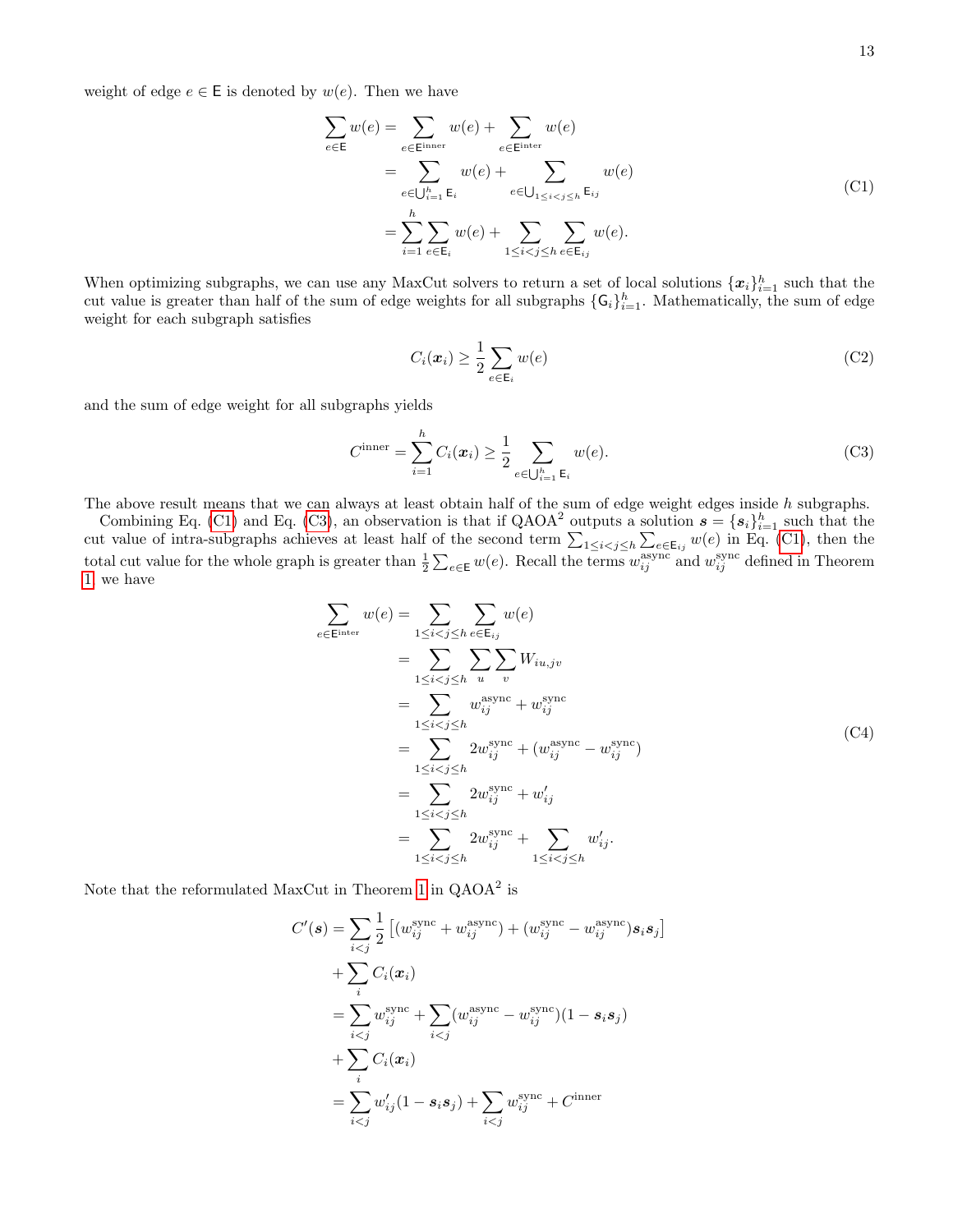weight of edge $e \in \mathsf{E}$ is denoted by $w(e)$. Then we have

$$
\begin{aligned}
\sum_{e \in \mathsf{E}} w(e) &= \sum_{e \in \mathsf{E}^{\text{inner}}} w(e) + \sum_{e \in \mathsf{E}^{\text{inter}}} w(e) \\
&= \sum_{e \in \bigcup_{i=1}^{h} \mathsf{E}_i} w(e) + \sum_{e \in \bigcup_{1 \le i < j \le h} \mathsf{E}_{ij}} w(e) \\
&= \sum_{i=1}^{h} \sum_{e \in \mathsf{E}_i} w(e) + \sum_{1 \le i < j \le h} \sum_{e \in \mathsf{E}_{ij}} w(e).
\end{aligned} \tag{C1}
$$

When optimizing subgraphs, we can use any MaxCut solvers to return a set of local solutions $\{\boldsymbol{x}_i\}_{i=1}^{h}$ such that the cut value is greater than half of the sum of edge weights for all subgraphs $\{\mathsf{G}_i\}_{i=1}^{h}$. Mathematically, the sum of edge weight for each subgraph satisfies

$$
C_i(\boldsymbol{x}_i) \ge \frac{1}{2} \sum_{e \in \mathsf{E}_i} w(e) \tag{C2}
$$

and the sum of edge weight for all subgraphs yields

$$
C^{\text{inner}} = \sum_{i=1}^{h} C_i(\boldsymbol{x}_i) \ge \frac{1}{2} \sum_{e \in \bigcup_{i=1}^{h} \mathsf{E}_i} w(e). \tag{C3}
$$

The above result means that we can always at least obtain half of the sum of edge weight edges inside $h$ subgraphs.

Combining Eq. (C1) and Eq. (C3), an observation is that if QAOA$^2$ outputs a solution $\boldsymbol{s} = \{\boldsymbol{s}_i\}_{i=1}^{h}$ such that the cut value of intra-subgraphs achieves at least half of the second term $\sum_{1 \le i < j \le h} \sum_{e \in \mathsf{E}_{ij}} w(e)$ in Eq. (C1), then the total cut value for the whole graph is greater than $\frac{1}{2} \sum_{e \in \mathsf{E}} w(e)$. Recall the terms $w_{ij}^{\text{async}}$ and $w_{ij}^{\text{sync}}$ defined in Theorem 1 we have

$$
\begin{aligned}
\sum_{e \in \mathsf{E}^{\text{inter}}} w(e) &= \sum_{1 \le i < j \le h} \sum_{e \in \mathsf{E}_{ij}} w(e) \\
&= \sum_{1 \le i < j \le h} \sum_{u} \sum_{v} W_{iu,jv} \\
&= \sum_{1 \le i < j \le h} w_{ij}^{\text{async}} + w_{ij}^{\text{sync}} \\
&= \sum_{1 \le i < j \le h} 2 w_{ij}^{\text{sync}} + (w_{ij}^{\text{async}} - w_{ij}^{\text{sync}}) \\
&= \sum_{1 \le i < j \le h} 2 w_{ij}^{\text{sync}} + w'_{ij} \\
&= \sum_{1 \le i < j \le h} 2 w_{ij}^{\text{sync}} + \sum_{1 \le i < j \le h} w'_{ij}.
\end{aligned} \tag{C4}
$$

Note that the reformulated MaxCut in Theorem 1 in QAOA$^2$ is

$$
\begin{aligned}
C'(\boldsymbol{s}) &= \sum_{i<j} \frac{1}{2} \left[ (w_{ij}^{\text{sync}} + w_{ij}^{\text{async}}) + (w_{ij}^{\text{sync}} - w_{ij}^{\text{async}}) \boldsymbol{s}_i \boldsymbol{s}_j \right] \\
&\quad + \sum_{i} C_i(\boldsymbol{x}_i) \\
&= \sum_{i<j} w_{ij}^{\text{sync}} + \sum_{i<j} (w_{ij}^{\text{async}} - w_{ij}^{\text{sync}})(1 - \boldsymbol{s}_i \boldsymbol{s}_j) \\
&\quad + \sum_{i} C_i(\boldsymbol{x}_i) \\
&= \sum_{i<j} w'_{ij}(1 - \boldsymbol{s}_i \boldsymbol{s}_j) + \sum_{i<j} w_{ij}^{\text{sync}} + C^{\text{inner}}
\end{aligned}
$$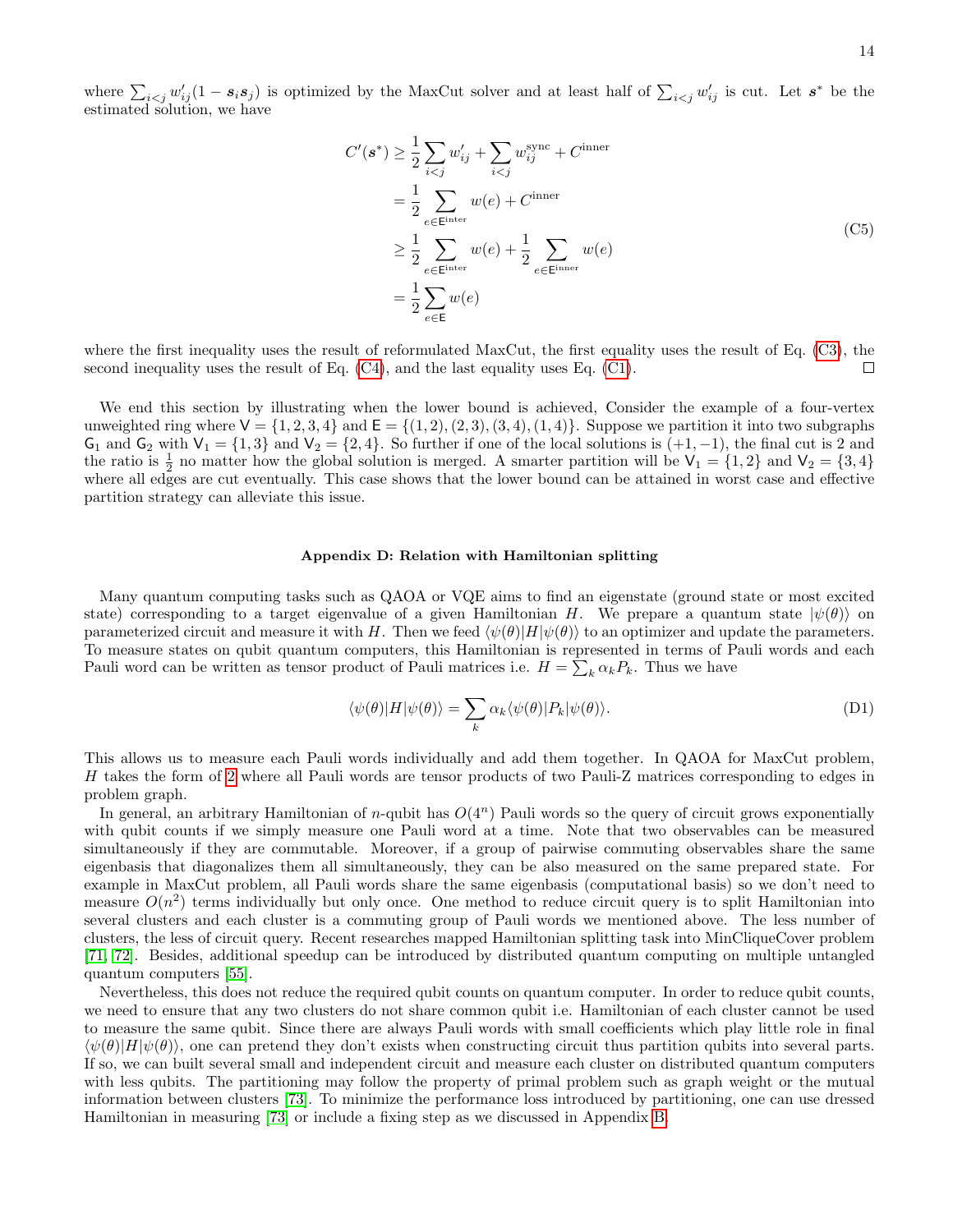where $\sum_{i<j} w'_{ij}(1 - \boldsymbol{s}_i \boldsymbol{s}_j)$ is optimized by the MaxCut solver and at least half of $\sum_{i<j} w'_{ij}$ is cut. Let $\boldsymbol{s}^*$ be the estimated solution, we have

$$
\begin{aligned}
C'(\boldsymbol{s}^*) &\geq \frac{1}{2} \sum_{i<j} w'_{ij} + \sum_{i<j} w^{\text{sync}}_{ij} + C^{\text{inner}} \\
&= \frac{1}{2} \sum_{e \in \mathsf{E}^{\text{inter}}} w(e) + C^{\text{inner}} \\
&\geq \frac{1}{2} \sum_{e \in \mathsf{E}^{\text{inter}}} w(e) + \frac{1}{2} \sum_{e \in \mathsf{E}^{\text{inner}}} w(e) \\
&= \frac{1}{2} \sum_{e \in \mathsf{E}} w(e)
\end{aligned}
\tag{C5}
$$

where the first inequality uses the result of reformulated MaxCut, the first equality uses the result of Eq. (C3), the second inequality uses the result of Eq. (C4), and the last equality uses Eq. (C1). □

We end this section by illustrating when the lower bound is achieved, Consider the example of a four-vertex unweighted ring where $\mathsf{V} = \{1, 2, 3, 4\}$ and $\mathsf{E} = \{(1, 2), (2, 3), (3, 4), (1, 4)\}$. Suppose we partition it into two subgraphs $\mathsf{G}_1$ and $\mathsf{G}_2$ with $\mathsf{V}_1 = \{1, 3\}$ and $\mathsf{V}_2 = \{2, 4\}$. So further if one of the local solutions is $(+1, -1)$, the final cut is 2 and the ratio is $\frac{1}{2}$ no matter how the global solution is merged. A smarter partition will be $\mathsf{V}_1 = \{1, 2\}$ and $\mathsf{V}_2 = \{3, 4\}$ where all edges are cut eventually. This case shows that the lower bound can be attained in worst case and effective partition strategy can alleviate this issue.

### Appendix D: Relation with Hamiltonian splitting

Many quantum computing tasks such as QAOA or VQE aims to find an eigenstate (ground state or most excited state) corresponding to a target eigenvalue of a given Hamiltonian $H$. We prepare a quantum state $|\psi(\theta)\rangle$ on parameterized circuit and measure it with $H$. Then we feed $\langle\psi(\theta)|H|\psi(\theta)\rangle$ to an optimizer and update the parameters. To measure states on qubit quantum computers, this Hamiltonian is represented in terms of Pauli words and each Pauli word can be written as tensor product of Pauli matrices i.e. $H = \sum_k \alpha_k P_k$. Thus we have

$$
\langle\psi(\theta)|H|\psi(\theta)\rangle = \sum_k \alpha_k \langle\psi(\theta)|P_k|\psi(\theta)\rangle. \tag{D1}
$$

This allows us to measure each Pauli words individually and add them together. In QAOA for MaxCut problem, $H$ takes the form of 2 where all Pauli words are tensor products of two Pauli-Z matrices corresponding to edges in problem graph.

In general, an arbitrary Hamiltonian of $n$-qubit has $O(4^n)$ Pauli words so the query of circuit grows exponentially with qubit counts if we simply measure one Pauli word at a time. Note that two observables can be measured simultaneously if they are commutable. Moreover, if a group of pairwise commuting observables share the same eigenbasis that diagonalizes them all simultaneously, they can be also measured on the same prepared state. For example in MaxCut problem, all Pauli words share the same eigenbasis (computational basis) so we don't need to measure $O(n^2)$ terms individually but only once. One method to reduce circuit query is to split Hamiltonian into several clusters and each cluster is a commuting group of Pauli words we mentioned above. The less number of clusters, the less of circuit query. Recent researches mapped Hamiltonian splitting task into MinCliqueCover problem [71, 72]. Besides, additional speedup can be introduced by distributed quantum computing on multiple untangled quantum computers [55].

Nevertheless, this does not reduce the required qubit counts on quantum computer. In order to reduce qubit counts, we need to ensure that any two clusters do not share common qubit i.e. Hamiltonian of each cluster cannot be used to measure the same qubit. Since there are always Pauli words with small coefficients which play little role in final $\langle\psi(\theta)|H|\psi(\theta)\rangle$, one can pretend they don't exists when constructing circuit thus partition qubits into several parts. If so, we can built several small and independent circuit and measure each cluster on distributed quantum computers with less qubits. The partitioning may follow the property of primal problem such as graph weight or the mutual information between clusters [73]. To minimize the performance loss introduced by partitioning, one can use dressed Hamiltonian in measuring [73] or include a fixing step as we discussed in Appendix B.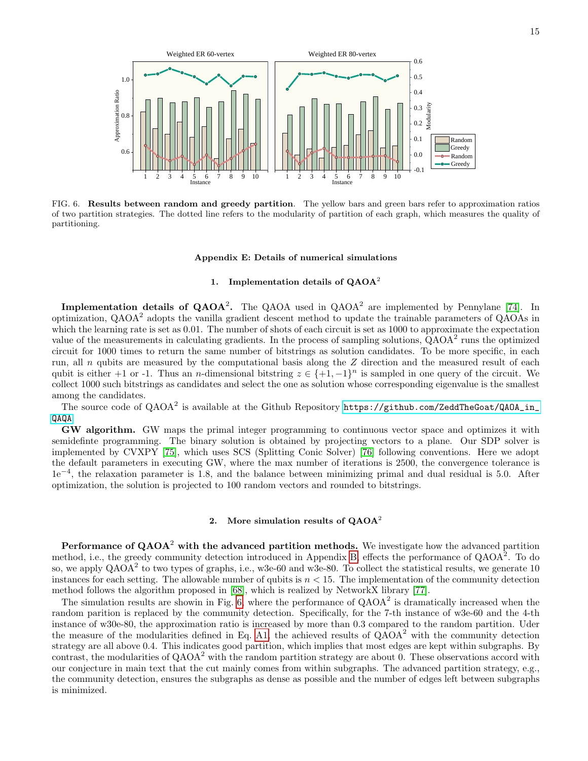FIG. 6. **Results between random and greedy partition**. The yellow bars and green bars refer to approximation ratios of two partition strategies. The dotted line refers to the modularity of partition of each graph, which measures the quality of partitioning.

## Appendix E: Details of numerical simulations

### 1. Implementation details of QAOA$^2$

**Implementation details of QAOA$^2$.** The QAOA used in QAOA$^2$ are implemented by Pennylane [74]. In optimization, QAOA$^2$ adopts the vanilla gradient descent method to update the trainable parameters of QAOAs in which the learning rate is set as 0.01. The number of shots of each circuit is set as 1000 to approximate the expectation value of the measurements in calculating gradients. In the process of sampling solutions, QAOA$^2$ runs the optimized circuit for 1000 times to return the same number of bitstrings as solution candidates. To be more specific, in each run, all $n$ qubits are measured by the computational basis along the $Z$ direction and the measured result of each qubit is either +1 or -1. Thus an $n$-dimensional bitstring $z \in \{+1, -1\}^n$ is sampled in one query of the circuit. We collect 1000 such bitstrings as candidates and select the one as solution whose corresponding eigenvalue is the smallest among the candidates.

The source code of QAOA$^2$ is available at the Github Repository https://github.com/ZeddTheGoat/QAOA_in_QAQA

**GW algorithm.** GW maps the primal integer programming to continuous vector space and optimizes it with semidefinte programming. The binary solution is obtained by projecting vectors to a plane. Our SDP solver is implemented by CVXPY [75], which uses SCS (Splitting Conic Solver) [76] following conventions. Here we adopt the default parameters in executing GW, where the max number of iterations is 2500, the convergence tolerance is $1\mathrm{e}^{-4}$, the relaxation parameter is 1.8, and the balance between minimizing primal and dual residual is 5.0. After optimization, the solution is projected to 100 random vectors and rounded to bitstrings.

### 2. More simulation results of QAOA$^2$

**Performance of QAOA$^2$ with the advanced partition methods.** We investigate how the advanced partition method, i.e., the greedy community detection introduced in Appendix B, effects the performance of QAOA$^2$. To do so, we apply QAOA$^2$ to two types of graphs, i.e., w3e-60 and w3e-80. To collect the statistical results, we generate 10 instances for each setting. The allowable number of qubits is $n < 15$. The implementation of the community detection method follows the algorithm proposed in [68], which is realized by NetworkX library [77].

The simulation results are showin in Fig. 6, where the performance of QAOA$^2$ is dramatically increased when the random parition is replaced by the community detection. Specifically, for the 7-th instance of w3e-60 and the 4-th instance of w30e-80, the approximation ratio is increased by more than 0.3 compared to the random partition. Uder the measure of the modularities defined in Eq. A1, the achieved results of QAOA$^2$ with the community detection strategy are all above 0.4. This indicates good partition, which implies that most edges are kept within subgraphs. By contrast, the modularities of QAOA$^2$ with the random partition strategy are about 0. These observations accord with our conjecture in main text that the cut mainly comes from within subgraphs. The advanced partition strategy, e.g., the community detection, ensures the subgraphs as dense as possible and the number of edges left between subgraphs is minimized.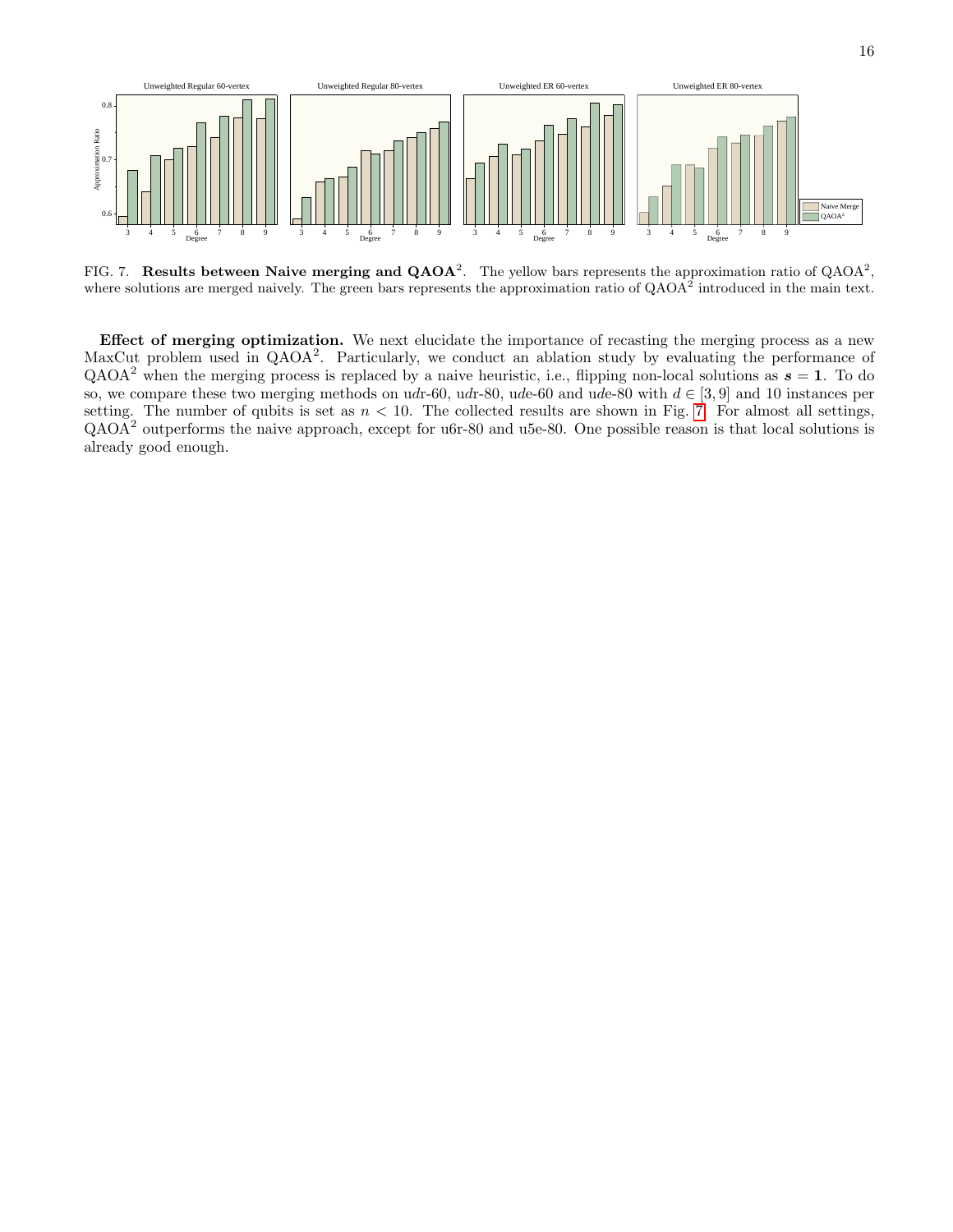Unweighted Regular 60-vertex

Unweighted Regular 80-vertex

Unweighted ER 60-vertex

Unweighted ER 80-vertex

Approximation Ratio

0.8

0.7

0.6

3 4 5 6 7 8 9

Degree

Naive Merge

QAOA²

FIG. 7. **Results between Naive merging and QAOA²**. The yellow bars represents the approximation ratio of QAOA², where solutions are merged naively. The green bars represents the approximation ratio of QAOA² introduced in the main text.

**Effect of merging optimization.** We next elucidate the importance of recasting the merging process as a new MaxCut problem used in QAOA². Particularly, we conduct an ablation study by evaluating the performance of QAOA² when the merging process is replaced by a naive heuristic, i.e., flipping non-local solutions as $\boldsymbol{s} = \mathbf{1}$. To do so, we compare these two merging methods on u$d$r-60, u$d$r-80, u$d$e-60 and u$d$e-80 with $d \in [3, 9]$ and 10 instances per setting. The number of qubits is set as $n < 10$. The collected results are shown in Fig. 7. For almost all settings, QAOA² outperforms the naive approach, except for u6r-80 and u5e-80. One possible reason is that local solutions is already good enough.